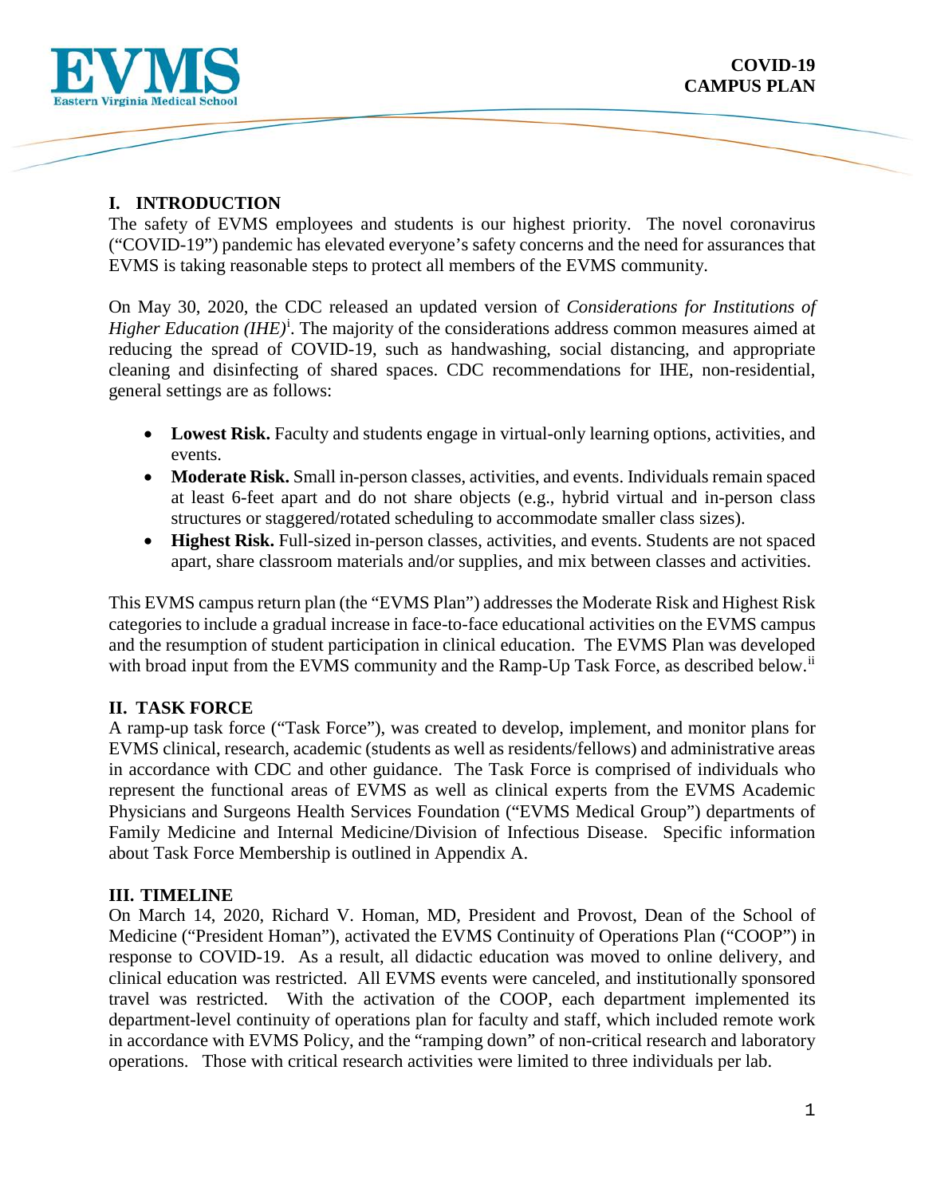**EVMS**
Eastern Virginia Medical School

**COVID-19 CAMPUS PLAN**

## I. INTRODUCTION

The safety of EVMS employees and students is our highest priority. The novel coronavirus ("COVID-19") pandemic has elevated everyone's safety concerns and the need for assurances that EVMS is taking reasonable steps to protect all members of the EVMS community.

On May 30, 2020, the CDC released an updated version of *Considerations for Institutions of Higher Education (IHE)*[i]. The majority of the considerations address common measures aimed at reducing the spread of COVID-19, such as handwashing, social distancing, and appropriate cleaning and disinfecting of shared spaces. CDC recommendations for IHE, non-residential, general settings are as follows:

- **Lowest Risk.** Faculty and students engage in virtual-only learning options, activities, and events.
- **Moderate Risk.** Small in-person classes, activities, and events. Individuals remain spaced at least 6-feet apart and do not share objects (e.g., hybrid virtual and in-person class structures or staggered/rotated scheduling to accommodate smaller class sizes).
- **Highest Risk.** Full-sized in-person classes, activities, and events. Students are not spaced apart, share classroom materials and/or supplies, and mix between classes and activities.

This EVMS campus return plan (the "EVMS Plan") addresses the Moderate Risk and Highest Risk categories to include a gradual increase in face-to-face educational activities on the EVMS campus and the resumption of student participation in clinical education. The EVMS Plan was developed with broad input from the EVMS community and the Ramp-Up Task Force, as described below.[ii]

## II. TASK FORCE

A ramp-up task force ("Task Force"), was created to develop, implement, and monitor plans for EVMS clinical, research, academic (students as well as residents/fellows) and administrative areas in accordance with CDC and other guidance. The Task Force is comprised of individuals who represent the functional areas of EVMS as well as clinical experts from the EVMS Academic Physicians and Surgeons Health Services Foundation ("EVMS Medical Group") departments of Family Medicine and Internal Medicine/Division of Infectious Disease. Specific information about Task Force Membership is outlined in Appendix A.

## III. TIMELINE

On March 14, 2020, Richard V. Homan, MD, President and Provost, Dean of the School of Medicine ("President Homan"), activated the EVMS Continuity of Operations Plan ("COOP") in response to COVID-19. As a result, all didactic education was moved to online delivery, and clinical education was restricted. All EVMS events were canceled, and institutionally sponsored travel was restricted. With the activation of the COOP, each department implemented its department-level continuity of operations plan for faculty and staff, which included remote work in accordance with EVMS Policy, and the "ramping down" of non-critical research and laboratory operations. Those with critical research activities were limited to three individuals per lab.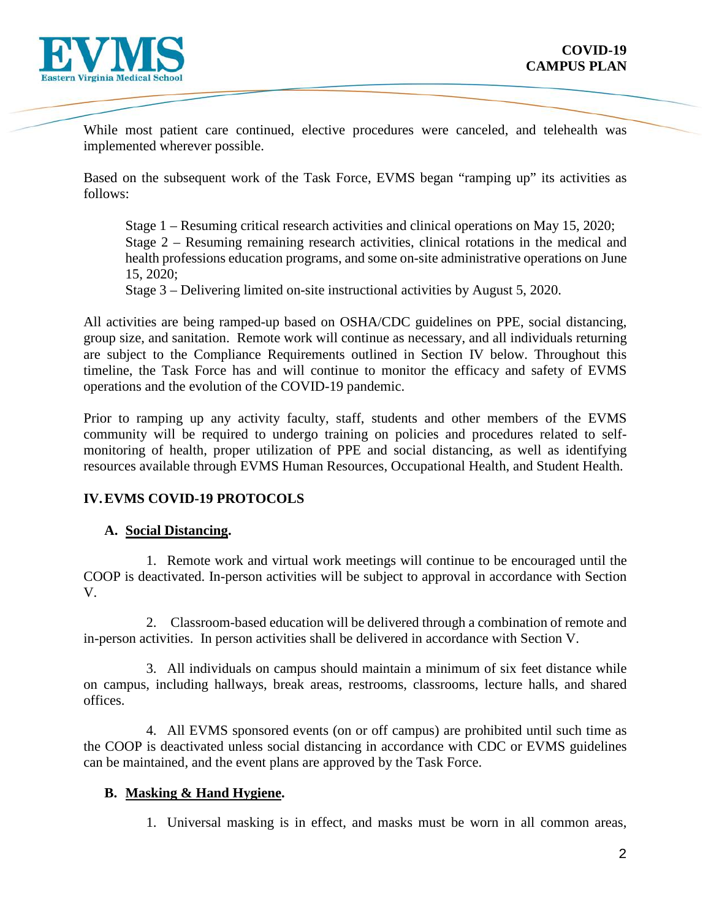While most patient care continued, elective procedures were canceled, and telehealth was implemented wherever possible.

Based on the subsequent work of the Task Force, EVMS began "ramping up" its activities as follows:

> Stage 1 – Resuming critical research activities and clinical operations on May 15, 2020;
> Stage 2 – Resuming remaining research activities, clinical rotations in the medical and health professions education programs, and some on-site administrative operations on June 15, 2020;
> Stage 3 – Delivering limited on-site instructional activities by August 5, 2020.

All activities are being ramped-up based on OSHA/CDC guidelines on PPE, social distancing, group size, and sanitation. Remote work will continue as necessary, and all individuals returning are subject to the Compliance Requirements outlined in Section IV below. Throughout this timeline, the Task Force has and will continue to monitor the efficacy and safety of EVMS operations and the evolution of the COVID-19 pandemic.

Prior to ramping up any activity faculty, staff, students and other members of the EVMS community will be required to undergo training on policies and procedures related to self-monitoring of health, proper utilization of PPE and social distancing, as well as identifying resources available through EVMS Human Resources, Occupational Health, and Student Health.

## IV. EVMS COVID-19 PROTOCOLS

### A. <u>Social Distancing</u>.

1. Remote work and virtual work meetings will continue to be encouraged until the COOP is deactivated. In-person activities will be subject to approval in accordance with Section V.

2. Classroom-based education will be delivered through a combination of remote and in-person activities. In person activities shall be delivered in accordance with Section V.

3. All individuals on campus should maintain a minimum of six feet distance while on campus, including hallways, break areas, restrooms, classrooms, lecture halls, and shared offices.

4. All EVMS sponsored events (on or off campus) are prohibited until such time as the COOP is deactivated unless social distancing in accordance with CDC or EVMS guidelines can be maintained, and the event plans are approved by the Task Force.

### B. <u>Masking & Hand Hygiene</u>.

1. Universal masking is in effect, and masks must be worn in all common areas,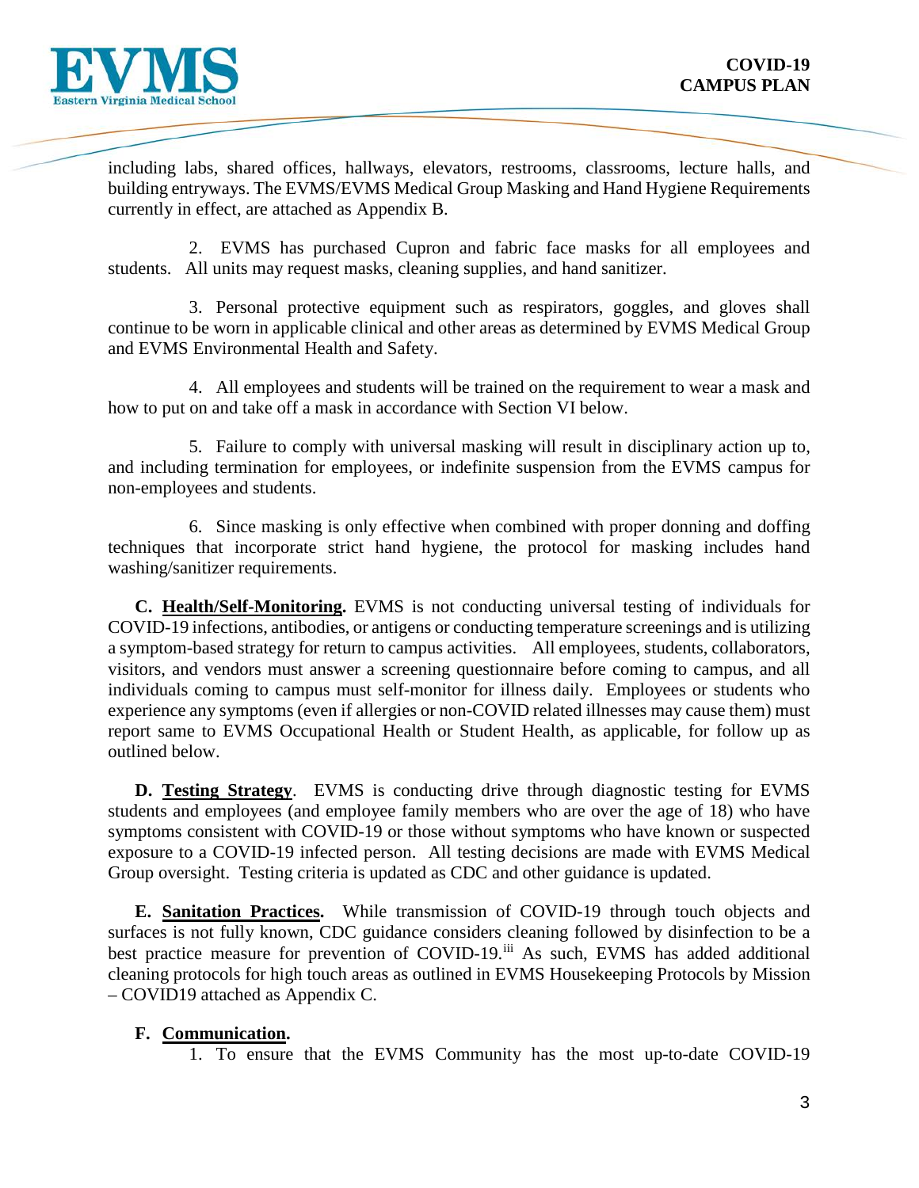including labs, shared offices, hallways, elevators, restrooms, classrooms, lecture halls, and building entryways. The EVMS/EVMS Medical Group Masking and Hand Hygiene Requirements currently in effect, are attached as Appendix B.

2. EVMS has purchased Cupron and fabric face masks for all employees and students. All units may request masks, cleaning supplies, and hand sanitizer.

3. Personal protective equipment such as respirators, goggles, and gloves shall continue to be worn in applicable clinical and other areas as determined by EVMS Medical Group and EVMS Environmental Health and Safety.

4. All employees and students will be trained on the requirement to wear a mask and how to put on and take off a mask in accordance with Section VI below.

5. Failure to comply with universal masking will result in disciplinary action up to, and including termination for employees, or indefinite suspension from the EVMS campus for non-employees and students.

6. Since masking is only effective when combined with proper donning and doffing techniques that incorporate strict hand hygiene, the protocol for masking includes hand washing/sanitizer requirements.

**C. Health/Self-Monitoring.** EVMS is not conducting universal testing of individuals for COVID-19 infections, antibodies, or antigens or conducting temperature screenings and is utilizing a symptom-based strategy for return to campus activities. All employees, students, collaborators, visitors, and vendors must answer a screening questionnaire before coming to campus, and all individuals coming to campus must self-monitor for illness daily. Employees or students who experience any symptoms (even if allergies or non-COVID related illnesses may cause them) must report same to EVMS Occupational Health or Student Health, as applicable, for follow up as outlined below.

**D. Testing Strategy**. EVMS is conducting drive through diagnostic testing for EVMS students and employees (and employee family members who are over the age of 18) who have symptoms consistent with COVID-19 or those without symptoms who have known or suspected exposure to a COVID-19 infected person. All testing decisions are made with EVMS Medical Group oversight. Testing criteria is updated as CDC and other guidance is updated.

**E. Sanitation Practices.** While transmission of COVID-19 through touch objects and surfaces is not fully known, CDC guidance considers cleaning followed by disinfection to be a best practice measure for prevention of COVID-19.[iii] As such, EVMS has added additional cleaning protocols for high touch areas as outlined in EVMS Housekeeping Protocols by Mission – COVID19 attached as Appendix C.

**F. Communication.**

1. To ensure that the EVMS Community has the most up-to-date COVID-19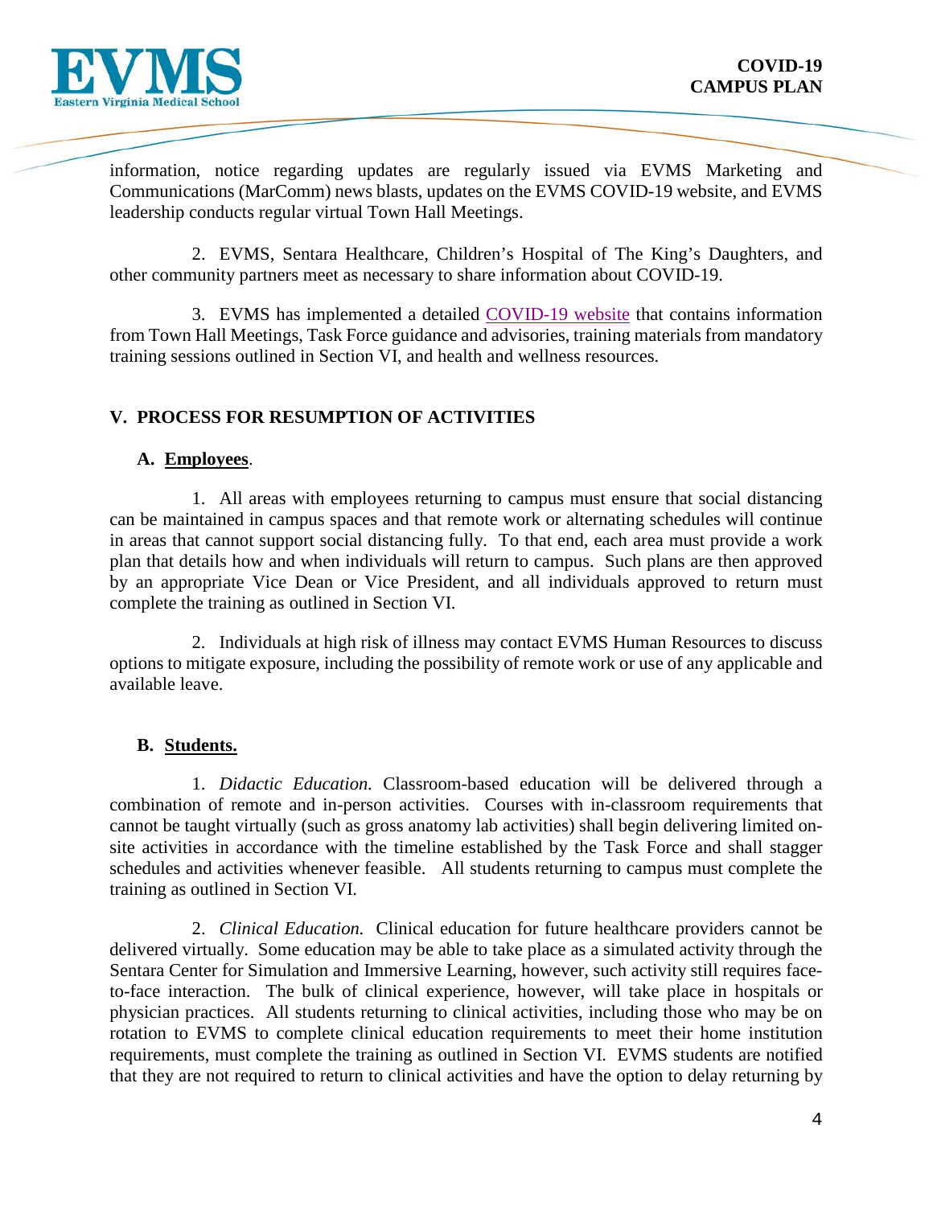information, notice regarding updates are regularly issued via EVMS Marketing and Communications (MarComm) news blasts, updates on the EVMS COVID-19 website, and EVMS leadership conducts regular virtual Town Hall Meetings.

2. EVMS, Sentara Healthcare, Children's Hospital of The King's Daughters, and other community partners meet as necessary to share information about COVID-19.

3. EVMS has implemented a detailed [COVID-19 website] that contains information from Town Hall Meetings, Task Force guidance and advisories, training materials from mandatory training sessions outlined in Section VI, and health and wellness resources.

## V. PROCESS FOR RESUMPTION OF ACTIVITIES

### A. Employees.

1. All areas with employees returning to campus must ensure that social distancing can be maintained in campus spaces and that remote work or alternating schedules will continue in areas that cannot support social distancing fully. To that end, each area must provide a work plan that details how and when individuals will return to campus. Such plans are then approved by an appropriate Vice Dean or Vice President, and all individuals approved to return must complete the training as outlined in Section VI.

2. Individuals at high risk of illness may contact EVMS Human Resources to discuss options to mitigate exposure, including the possibility of remote work or use of any applicable and available leave.

### B. Students.

1. *Didactic Education.* Classroom-based education will be delivered through a combination of remote and in-person activities. Courses with in-classroom requirements that cannot be taught virtually (such as gross anatomy lab activities) shall begin delivering limited on-site activities in accordance with the timeline established by the Task Force and shall stagger schedules and activities whenever feasible. All students returning to campus must complete the training as outlined in Section VI.

2. *Clinical Education.* Clinical education for future healthcare providers cannot be delivered virtually. Some education may be able to take place as a simulated activity through the Sentara Center for Simulation and Immersive Learning, however, such activity still requires face-to-face interaction. The bulk of clinical experience, however, will take place in hospitals or physician practices. All students returning to clinical activities, including those who may be on rotation to EVMS to complete clinical education requirements to meet their home institution requirements, must complete the training as outlined in Section VI. EVMS students are notified that they are not required to return to clinical activities and have the option to delay returning by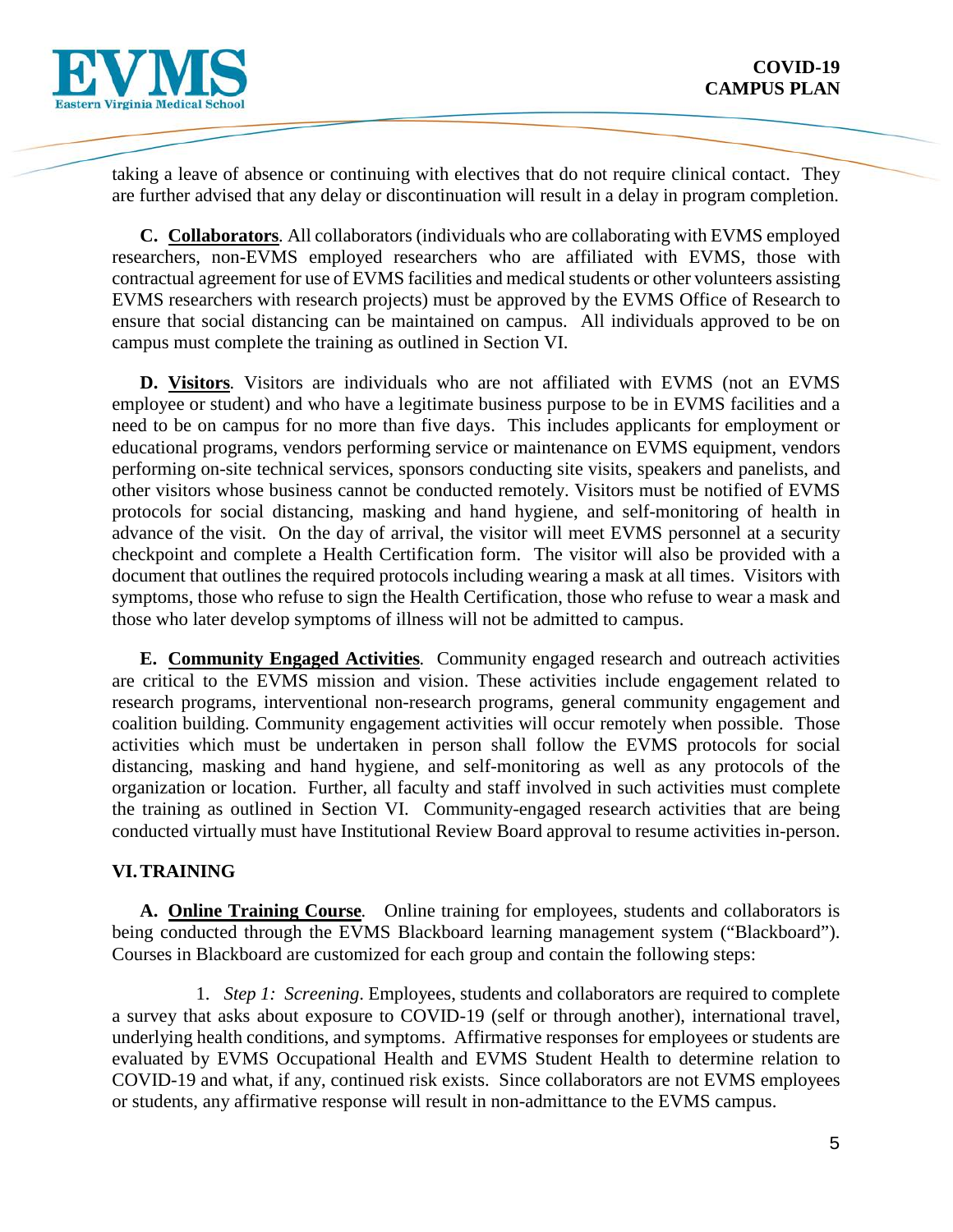taking a leave of absence or continuing with electives that do not require clinical contact. They are further advised that any delay or discontinuation will result in a delay in program completion.

**C. Collaborators**. All collaborators (individuals who are collaborating with EVMS employed researchers, non-EVMS employed researchers who are affiliated with EVMS, those with contractual agreement for use of EVMS facilities and medical students or other volunteers assisting EVMS researchers with research projects) must be approved by the EVMS Office of Research to ensure that social distancing can be maintained on campus. All individuals approved to be on campus must complete the training as outlined in Section VI.

**D. Visitors**. Visitors are individuals who are not affiliated with EVMS (not an EVMS employee or student) and who have a legitimate business purpose to be in EVMS facilities and a need to be on campus for no more than five days. This includes applicants for employment or educational programs, vendors performing service or maintenance on EVMS equipment, vendors performing on-site technical services, sponsors conducting site visits, speakers and panelists, and other visitors whose business cannot be conducted remotely. Visitors must be notified of EVMS protocols for social distancing, masking and hand hygiene, and self-monitoring of health in advance of the visit. On the day of arrival, the visitor will meet EVMS personnel at a security checkpoint and complete a Health Certification form. The visitor will also be provided with a document that outlines the required protocols including wearing a mask at all times. Visitors with symptoms, those who refuse to sign the Health Certification, those who refuse to wear a mask and those who later develop symptoms of illness will not be admitted to campus.

**E. Community Engaged Activities**. Community engaged research and outreach activities are critical to the EVMS mission and vision. These activities include engagement related to research programs, interventional non-research programs, general community engagement and coalition building. Community engagement activities will occur remotely when possible. Those activities which must be undertaken in person shall follow the EVMS protocols for social distancing, masking and hand hygiene, and self-monitoring as well as any protocols of the organization or location. Further, all faculty and staff involved in such activities must complete the training as outlined in Section VI. Community-engaged research activities that are being conducted virtually must have Institutional Review Board approval to resume activities in-person.

## VI. TRAINING

**A. Online Training Course**. Online training for employees, students and collaborators is being conducted through the EVMS Blackboard learning management system ("Blackboard"). Courses in Blackboard are customized for each group and contain the following steps:

1. *Step 1: Screening*. Employees, students and collaborators are required to complete a survey that asks about exposure to COVID-19 (self or through another), international travel, underlying health conditions, and symptoms. Affirmative responses for employees or students are evaluated by EVMS Occupational Health and EVMS Student Health to determine relation to COVID-19 and what, if any, continued risk exists. Since collaborators are not EVMS employees or students, any affirmative response will result in non-admittance to the EVMS campus.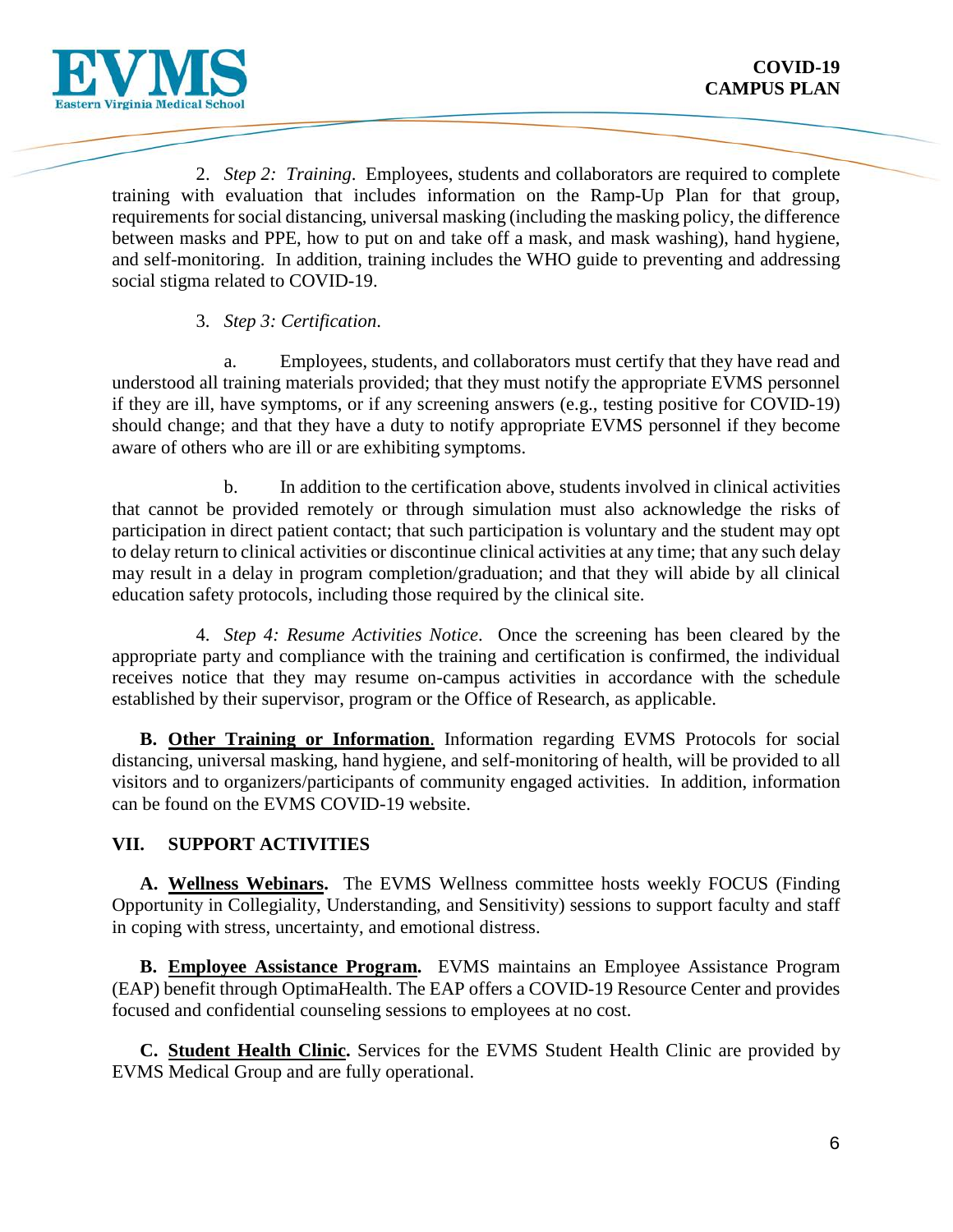2. *Step 2: Training*. Employees, students and collaborators are required to complete training with evaluation that includes information on the Ramp-Up Plan for that group, requirements for social distancing, universal masking (including the masking policy, the difference between masks and PPE, how to put on and take off a mask, and mask washing), hand hygiene, and self-monitoring. In addition, training includes the WHO guide to preventing and addressing social stigma related to COVID-19.

3. *Step 3: Certification*.

a. Employees, students, and collaborators must certify that they have read and understood all training materials provided; that they must notify the appropriate EVMS personnel if they are ill, have symptoms, or if any screening answers (e.g., testing positive for COVID-19) should change; and that they have a duty to notify appropriate EVMS personnel if they become aware of others who are ill or are exhibiting symptoms.

b. In addition to the certification above, students involved in clinical activities that cannot be provided remotely or through simulation must also acknowledge the risks of participation in direct patient contact; that such participation is voluntary and the student may opt to delay return to clinical activities or discontinue clinical activities at any time; that any such delay may result in a delay in program completion/graduation; and that they will abide by all clinical education safety protocols, including those required by the clinical site.

4. *Step 4: Resume Activities Notice*. Once the screening has been cleared by the appropriate party and compliance with the training and certification is confirmed, the individual receives notice that they may resume on-campus activities in accordance with the schedule established by their supervisor, program or the Office of Research, as applicable.

**B. Other Training or Information**. Information regarding EVMS Protocols for social distancing, universal masking, hand hygiene, and self-monitoring of health, will be provided to all visitors and to organizers/participants of community engaged activities. In addition, information can be found on the EVMS COVID-19 website.

## VII. SUPPORT ACTIVITIES

**A. Wellness Webinars.** The EVMS Wellness committee hosts weekly FOCUS (Finding Opportunity in Collegiality, Understanding, and Sensitivity) sessions to support faculty and staff in coping with stress, uncertainty, and emotional distress.

**B. Employee Assistance Program.** EVMS maintains an Employee Assistance Program (EAP) benefit through OptimaHealth. The EAP offers a COVID-19 Resource Center and provides focused and confidential counseling sessions to employees at no cost.

**C. Student Health Clinic.** Services for the EVMS Student Health Clinic are provided by EVMS Medical Group and are fully operational.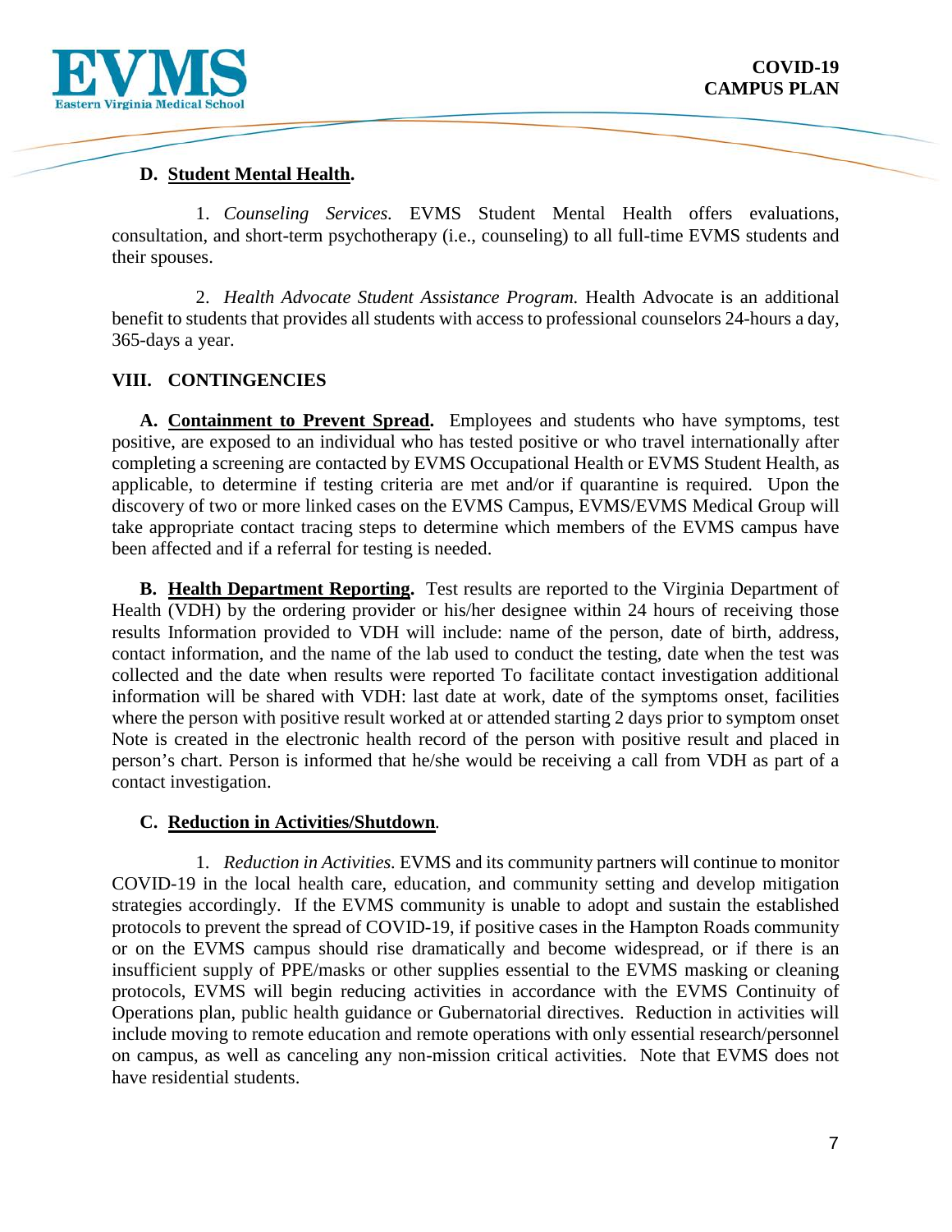### D. Student Mental Health.

1. *Counseling Services.* EVMS Student Mental Health offers evaluations, consultation, and short-term psychotherapy (i.e., counseling) to all full-time EVMS students and their spouses.

2. *Health Advocate Student Assistance Program.* Health Advocate is an additional benefit to students that provides all students with access to professional counselors 24-hours a day, 365-days a year.

## VIII. CONTINGENCIES

**A. Containment to Prevent Spread.** Employees and students who have symptoms, test positive, are exposed to an individual who has tested positive or who travel internationally after completing a screening are contacted by EVMS Occupational Health or EVMS Student Health, as applicable, to determine if testing criteria are met and/or if quarantine is required. Upon the discovery of two or more linked cases on the EVMS Campus, EVMS/EVMS Medical Group will take appropriate contact tracing steps to determine which members of the EVMS campus have been affected and if a referral for testing is needed.

**B. Health Department Reporting.** Test results are reported to the Virginia Department of Health (VDH) by the ordering provider or his/her designee within 24 hours of receiving those results Information provided to VDH will include: name of the person, date of birth, address, contact information, and the name of the lab used to conduct the testing, date when the test was collected and the date when results were reported To facilitate contact investigation additional information will be shared with VDH: last date at work, date of the symptoms onset, facilities where the person with positive result worked at or attended starting 2 days prior to symptom onset Note is created in the electronic health record of the person with positive result and placed in person's chart. Person is informed that he/she would be receiving a call from VDH as part of a contact investigation.

### C. Reduction in Activities/Shutdown.

1. *Reduction in Activities.* EVMS and its community partners will continue to monitor COVID-19 in the local health care, education, and community setting and develop mitigation strategies accordingly. If the EVMS community is unable to adopt and sustain the established protocols to prevent the spread of COVID-19, if positive cases in the Hampton Roads community or on the EVMS campus should rise dramatically and become widespread, or if there is an insufficient supply of PPE/masks or other supplies essential to the EVMS masking or cleaning protocols, EVMS will begin reducing activities in accordance with the EVMS Continuity of Operations plan, public health guidance or Gubernatorial directives. Reduction in activities will include moving to remote education and remote operations with only essential research/personnel on campus, as well as canceling any non-mission critical activities. Note that EVMS does not have residential students.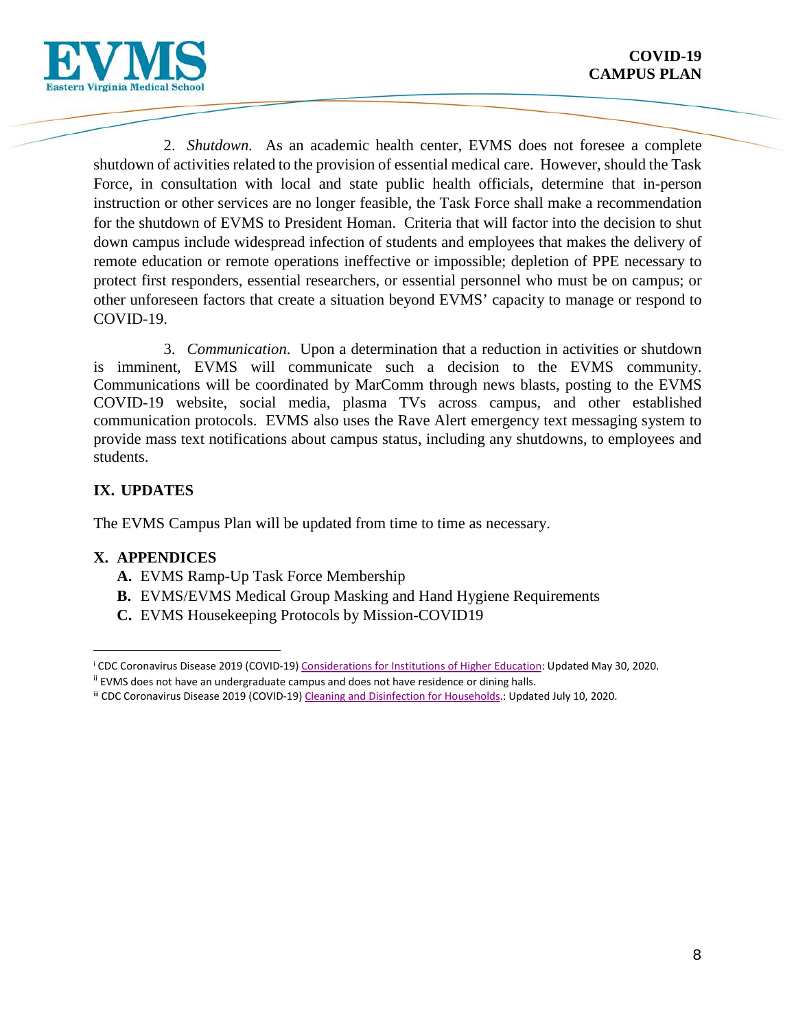2. *Shutdown.* As an academic health center, EVMS does not foresee a complete shutdown of activities related to the provision of essential medical care. However, should the Task Force, in consultation with local and state public health officials, determine that in-person instruction or other services are no longer feasible, the Task Force shall make a recommendation for the shutdown of EVMS to President Homan. Criteria that will factor into the decision to shut down campus include widespread infection of students and employees that makes the delivery of remote education or remote operations ineffective or impossible; depletion of PPE necessary to protect first responders, essential researchers, or essential personnel who must be on campus; or other unforeseen factors that create a situation beyond EVMS' capacity to manage or respond to COVID-19.

3. *Communication.* Upon a determination that a reduction in activities or shutdown is imminent, EVMS will communicate such a decision to the EVMS community. Communications will be coordinated by MarComm through news blasts, posting to the EVMS COVID-19 website, social media, plasma TVs across campus, and other established communication protocols. EVMS also uses the Rave Alert emergency text messaging system to provide mass text notifications about campus status, including any shutdowns, to employees and students.

## IX. UPDATES

The EVMS Campus Plan will be updated from time to time as necessary.

## X. APPENDICES

- **A.** EVMS Ramp-Up Task Force Membership
- **B.** EVMS/EVMS Medical Group Masking and Hand Hygiene Requirements
- **C.** EVMS Housekeeping Protocols by Mission-COVID19

---

[i] CDC Coronavirus Disease 2019 (COVID-19) Considerations for Institutions of Higher Education: Updated May 30, 2020.

[ii] EVMS does not have an undergraduate campus and does not have residence or dining halls.

[iii] CDC Coronavirus Disease 2019 (COVID-19) Cleaning and Disinfection for Households.: Updated July 10, 2020.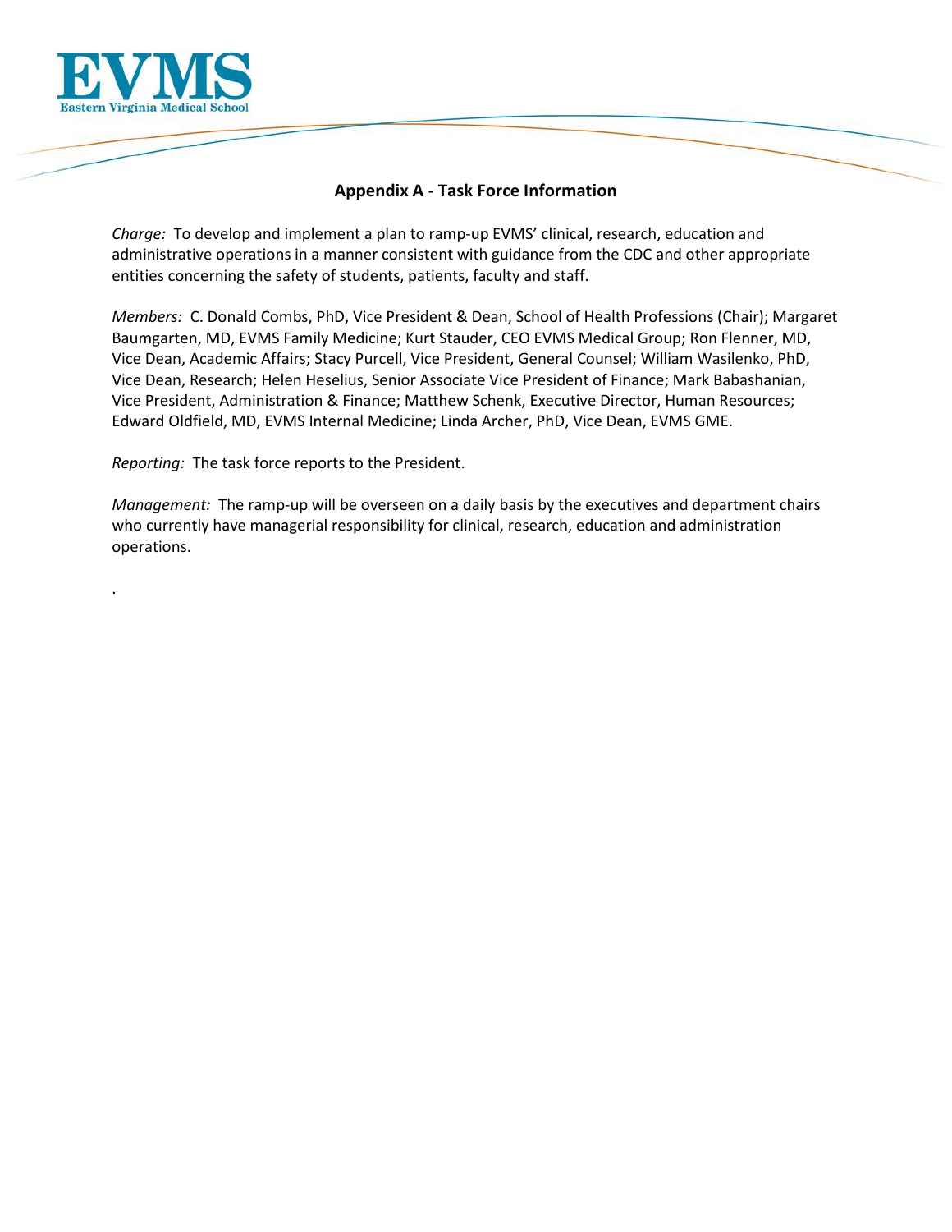## Appendix A - Task Force Information

*Charge:* To develop and implement a plan to ramp-up EVMS' clinical, research, education and administrative operations in a manner consistent with guidance from the CDC and other appropriate entities concerning the safety of students, patients, faculty and staff.

*Members:* C. Donald Combs, PhD, Vice President & Dean, School of Health Professions (Chair); Margaret Baumgarten, MD, EVMS Family Medicine; Kurt Stauder, CEO EVMS Medical Group; Ron Flenner, MD, Vice Dean, Academic Affairs; Stacy Purcell, Vice President, General Counsel; William Wasilenko, PhD, Vice Dean, Research; Helen Heselius, Senior Associate Vice President of Finance; Mark Babashanian, Vice President, Administration & Finance; Matthew Schenk, Executive Director, Human Resources; Edward Oldfield, MD, EVMS Internal Medicine; Linda Archer, PhD, Vice Dean, EVMS GME.

*Reporting:* The task force reports to the President.

*Management:* The ramp-up will be overseen on a daily basis by the executives and department chairs who currently have managerial responsibility for clinical, research, education and administration operations.

.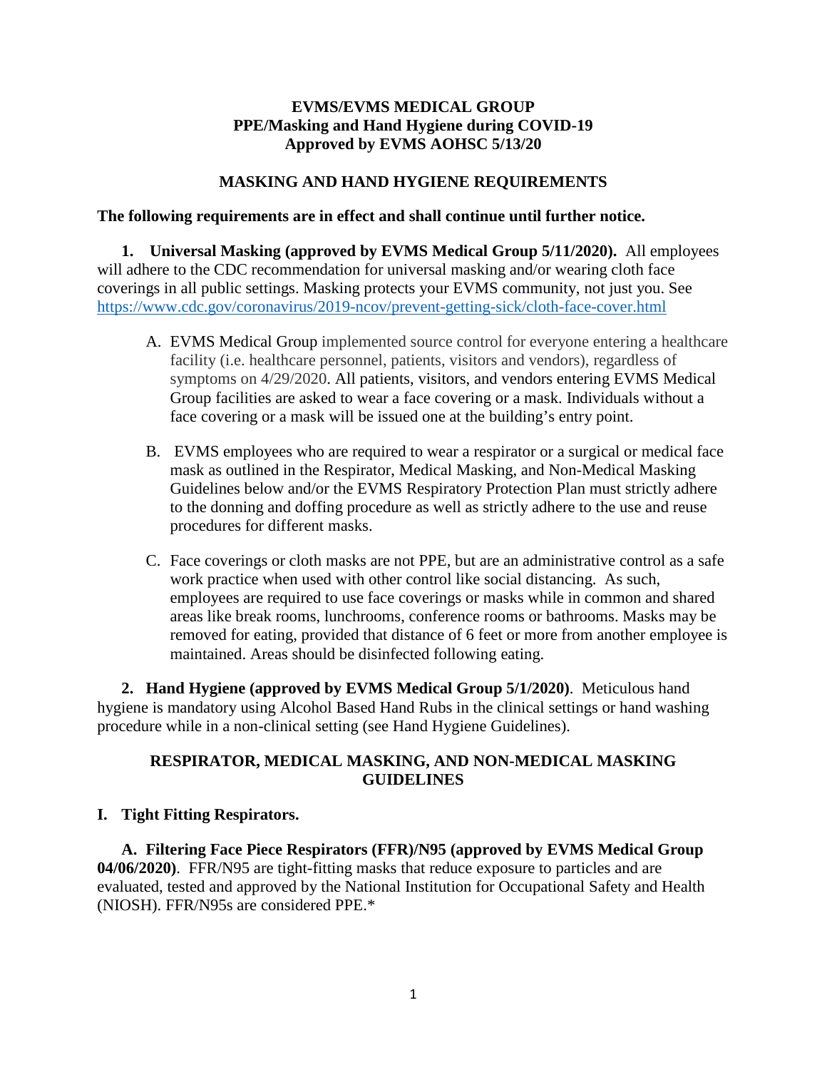**EVMS/EVMS MEDICAL GROUP**
**PPE/Masking and Hand Hygiene during COVID-19**
**Approved by EVMS AOHSC 5/13/20**

## MASKING AND HAND HYGIENE REQUIREMENTS

**The following requirements are in effect and shall continue until further notice.**

**1. Universal Masking (approved by EVMS Medical Group 5/11/2020).** All employees will adhere to the CDC recommendation for universal masking and/or wearing cloth face coverings in all public settings. Masking protects your EVMS community, not just you. See https://www.cdc.gov/coronavirus/2019-ncov/prevent-getting-sick/cloth-face-cover.html

A. EVMS Medical Group implemented source control for everyone entering a healthcare facility (i.e. healthcare personnel, patients, visitors and vendors), regardless of symptoms on 4/29/2020. All patients, visitors, and vendors entering EVMS Medical Group facilities are asked to wear a face covering or a mask. Individuals without a face covering or a mask will be issued one at the building's entry point.

B. EVMS employees who are required to wear a respirator or a surgical or medical face mask as outlined in the Respirator, Medical Masking, and Non-Medical Masking Guidelines below and/or the EVMS Respiratory Protection Plan must strictly adhere to the donning and doffing procedure as well as strictly adhere to the use and reuse procedures for different masks.

C. Face coverings or cloth masks are not PPE, but are an administrative control as a safe work practice when used with other control like social distancing. As such, employees are required to use face coverings or masks while in common and shared areas like break rooms, lunchrooms, conference rooms or bathrooms. Masks may be removed for eating, provided that distance of 6 feet or more from another employee is maintained. Areas should be disinfected following eating.

**2. Hand Hygiene (approved by EVMS Medical Group 5/1/2020)**. Meticulous hand hygiene is mandatory using Alcohol Based Hand Rubs in the clinical settings or hand washing procedure while in a non-clinical setting (see Hand Hygiene Guidelines).

## RESPIRATOR, MEDICAL MASKING, AND NON-MEDICAL MASKING GUIDELINES

### I. Tight Fitting Respirators.

**A. Filtering Face Piece Respirators (FFR)/N95 (approved by EVMS Medical Group 04/06/2020)**. FFR/N95 are tight-fitting masks that reduce exposure to particles and are evaluated, tested and approved by the National Institution for Occupational Safety and Health (NIOSH). FFR/N95s are considered PPE.*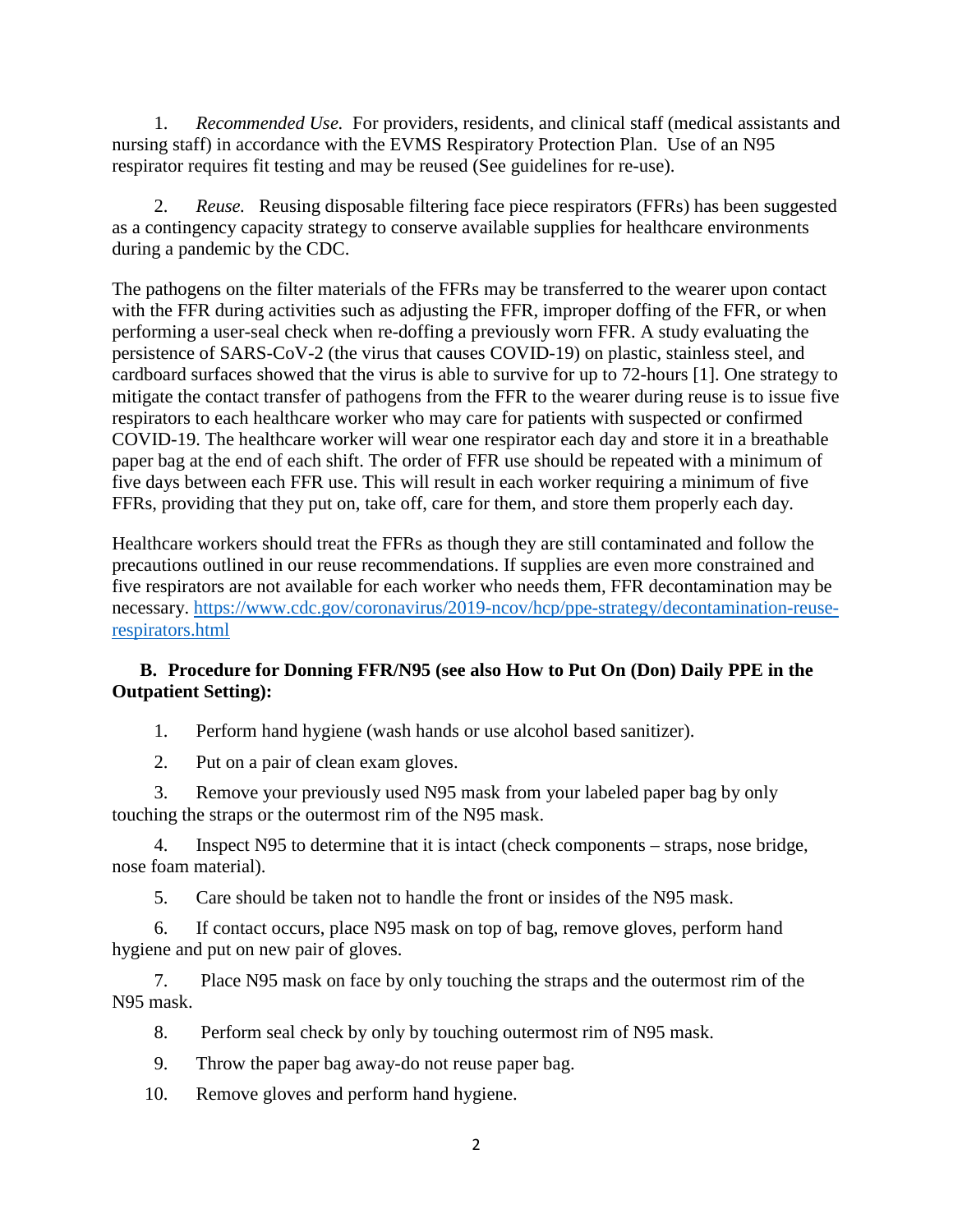1. *Recommended Use.* For providers, residents, and clinical staff (medical assistants and nursing staff) in accordance with the EVMS Respiratory Protection Plan. Use of an N95 respirator requires fit testing and may be reused (See guidelines for re-use).

2. *Reuse.* Reusing disposable filtering face piece respirators (FFRs) has been suggested as a contingency capacity strategy to conserve available supplies for healthcare environments during a pandemic by the CDC.

The pathogens on the filter materials of the FFRs may be transferred to the wearer upon contact with the FFR during activities such as adjusting the FFR, improper doffing of the FFR, or when performing a user-seal check when re-doffing a previously worn FFR. A study evaluating the persistence of SARS-CoV-2 (the virus that causes COVID-19) on plastic, stainless steel, and cardboard surfaces showed that the virus is able to survive for up to 72-hours [1]. One strategy to mitigate the contact transfer of pathogens from the FFR to the wearer during reuse is to issue five respirators to each healthcare worker who may care for patients with suspected or confirmed COVID-19. The healthcare worker will wear one respirator each day and store it in a breathable paper bag at the end of each shift. The order of FFR use should be repeated with a minimum of five days between each FFR use. This will result in each worker requiring a minimum of five FFRs, providing that they put on, take off, care for them, and store them properly each day.

Healthcare workers should treat the FFRs as though they are still contaminated and follow the precautions outlined in our reuse recommendations. If supplies are even more constrained and five respirators are not available for each worker who needs them, FFR decontamination may be necessary. [https://www.cdc.gov/coronavirus/2019-ncov/hcp/ppe-strategy/decontamination-reuse-respirators.html](https://www.cdc.gov/coronavirus/2019-ncov/hcp/ppe-strategy/decontamination-reuse-respirators.html)

**B. Procedure for Donning FFR/N95 (see also How to Put On (Don) Daily PPE in the Outpatient Setting):**

1. Perform hand hygiene (wash hands or use alcohol based sanitizer).
2. Put on a pair of clean exam gloves.
3. Remove your previously used N95 mask from your labeled paper bag by only touching the straps or the outermost rim of the N95 mask.
4. Inspect N95 to determine that it is intact (check components – straps, nose bridge, nose foam material).
5. Care should be taken not to handle the front or insides of the N95 mask.
6. If contact occurs, place N95 mask on top of bag, remove gloves, perform hand hygiene and put on new pair of gloves.
7. Place N95 mask on face by only touching the straps and the outermost rim of the N95 mask.
8. Perform seal check by only by touching outermost rim of N95 mask.
9. Throw the paper bag away-do not reuse paper bag.
10. Remove gloves and perform hand hygiene.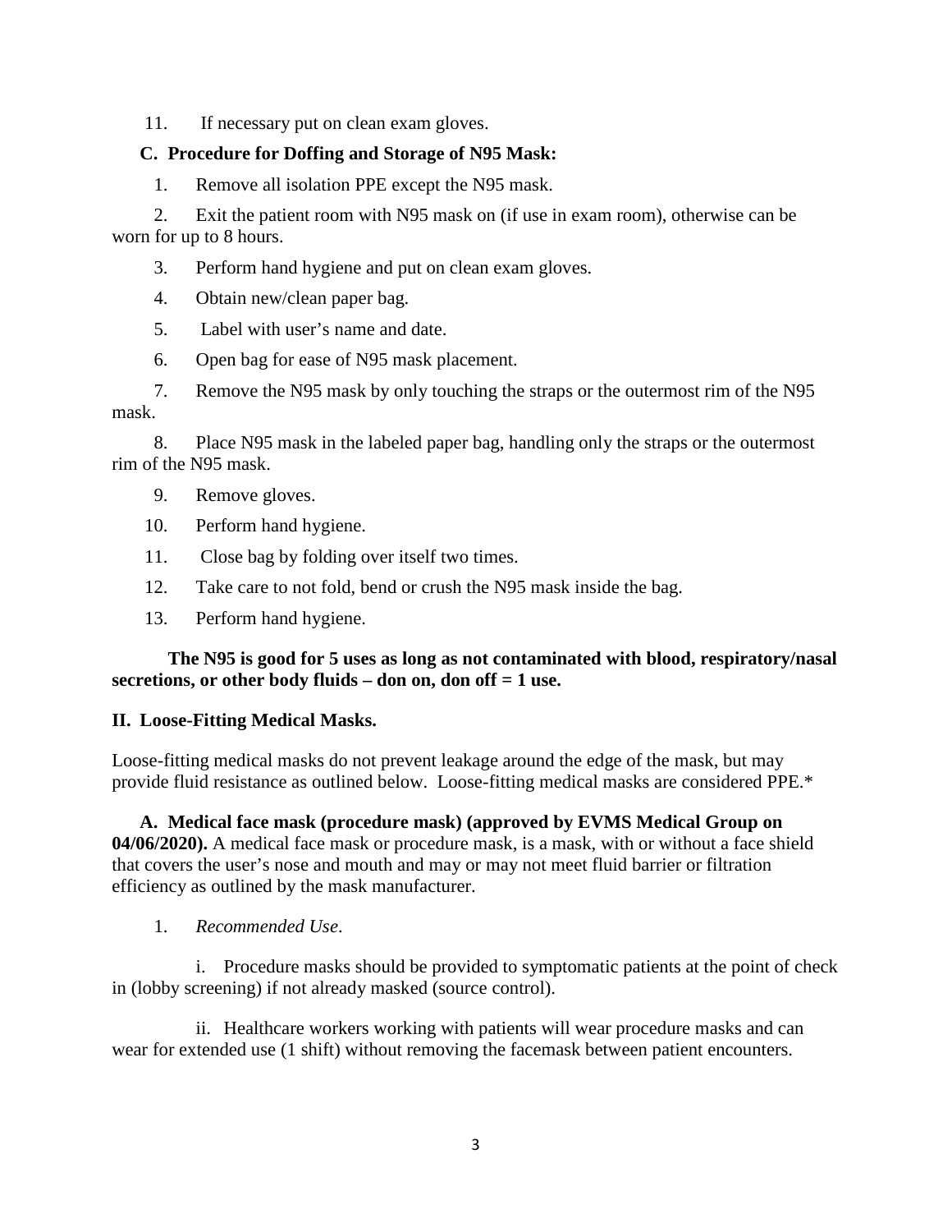11. If necessary put on clean exam gloves.

**C. Procedure for Doffing and Storage of N95 Mask:**

1. Remove all isolation PPE except the N95 mask.
2. Exit the patient room with N95 mask on (if use in exam room), otherwise can be worn for up to 8 hours.
3. Perform hand hygiene and put on clean exam gloves.
4. Obtain new/clean paper bag.
5. Label with user's name and date.
6. Open bag for ease of N95 mask placement.
7. Remove the N95 mask by only touching the straps or the outermost rim of the N95 mask.
8. Place N95 mask in the labeled paper bag, handling only the straps or the outermost rim of the N95 mask.
9. Remove gloves.
10. Perform hand hygiene.
11. Close bag by folding over itself two times.
12. Take care to not fold, bend or crush the N95 mask inside the bag.
13. Perform hand hygiene.

**The N95 is good for 5 uses as long as not contaminated with blood, respiratory/nasal secretions, or other body fluids – don on, don off = 1 use.**

## II. Loose-Fitting Medical Masks.

Loose-fitting medical masks do not prevent leakage around the edge of the mask, but may provide fluid resistance as outlined below. Loose-fitting medical masks are considered PPE.*

**A. Medical face mask (procedure mask) (approved by EVMS Medical Group on 04/06/2020).** A medical face mask or procedure mask, is a mask, with or without a face shield that covers the user's nose and mouth and may or may not meet fluid barrier or filtration efficiency as outlined by the mask manufacturer.

1. *Recommended Use*.

   i. Procedure masks should be provided to symptomatic patients at the point of check in (lobby screening) if not already masked (source control).

   ii. Healthcare workers working with patients will wear procedure masks and can wear for extended use (1 shift) without removing the facemask between patient encounters.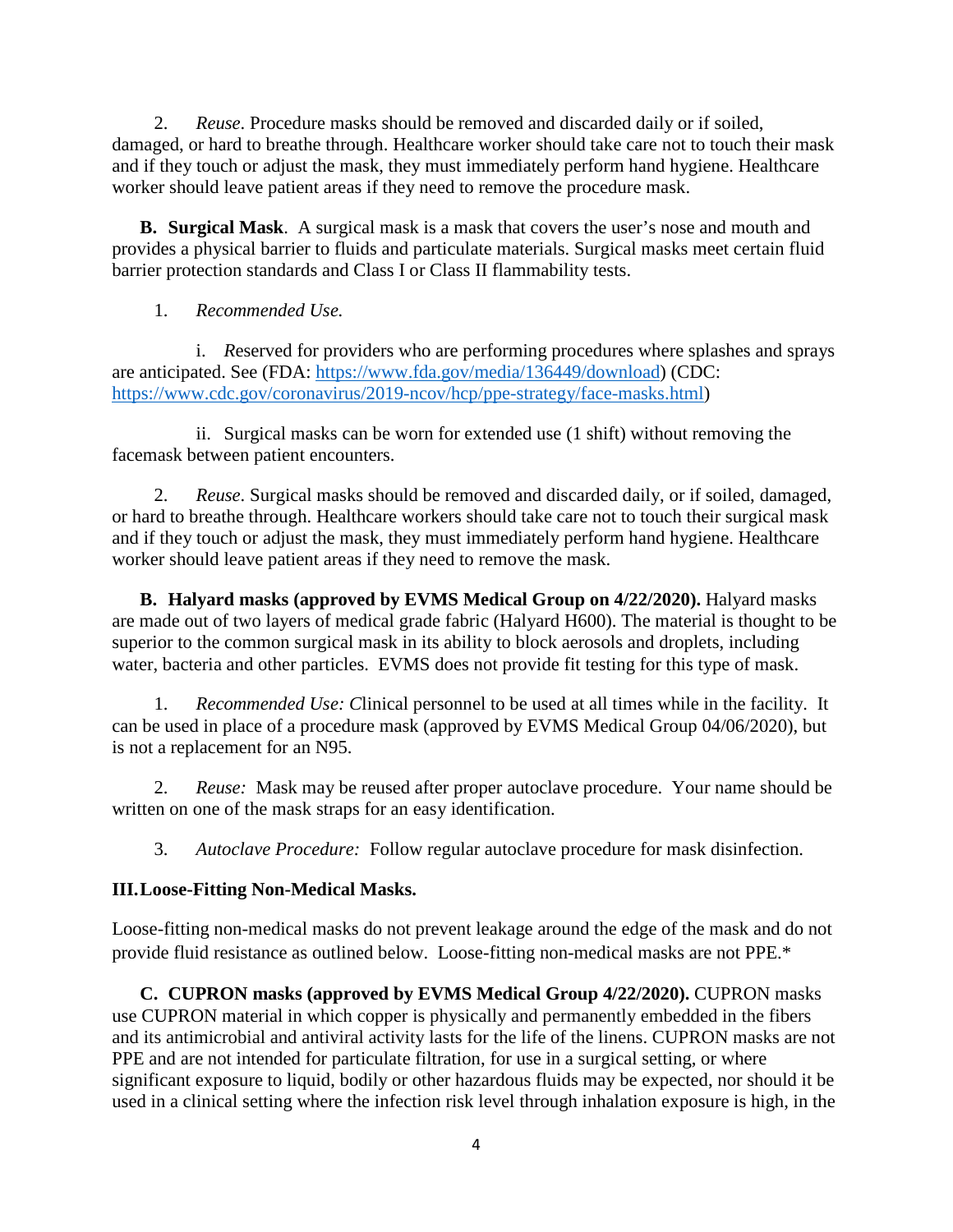2. *Reuse*. Procedure masks should be removed and discarded daily or if soiled, damaged, or hard to breathe through. Healthcare worker should take care not to touch their mask and if they touch or adjust the mask, they must immediately perform hand hygiene. Healthcare worker should leave patient areas if they need to remove the procedure mask.

**B. Surgical Mask**. A surgical mask is a mask that covers the user's nose and mouth and provides a physical barrier to fluids and particulate materials. Surgical masks meet certain fluid barrier protection standards and Class I or Class II flammability tests.

1. *Recommended Use.*

i. *R*eserved for providers who are performing procedures where splashes and sprays are anticipated. See (FDA: [https://www.fda.gov/media/136449/download](https://www.fda.gov/media/136449/download)) (CDC: [https://www.cdc.gov/coronavirus/2019-ncov/hcp/ppe-strategy/face-masks.html](https://www.cdc.gov/coronavirus/2019-ncov/hcp/ppe-strategy/face-masks.html))

ii. Surgical masks can be worn for extended use (1 shift) without removing the facemask between patient encounters.

2. *Reuse*. Surgical masks should be removed and discarded daily, or if soiled, damaged, or hard to breathe through. Healthcare workers should take care not to touch their surgical mask and if they touch or adjust the mask, they must immediately perform hand hygiene. Healthcare worker should leave patient areas if they need to remove the mask.

**B. Halyard masks (approved by EVMS Medical Group on 4/22/2020).** Halyard masks are made out of two layers of medical grade fabric (Halyard H600). The material is thought to be superior to the common surgical mask in its ability to block aerosols and droplets, including water, bacteria and other particles. EVMS does not provide fit testing for this type of mask.

1. *Recommended Use: C*linical personnel to be used at all times while in the facility. It can be used in place of a procedure mask (approved by EVMS Medical Group 04/06/2020), but is not a replacement for an N95.

2. *Reuse:* Mask may be reused after proper autoclave procedure. Your name should be written on one of the mask straps for an easy identification.

3. *Autoclave Procedure:* Follow regular autoclave procedure for mask disinfection.

## III. Loose-Fitting Non-Medical Masks.

Loose-fitting non-medical masks do not prevent leakage around the edge of the mask and do not provide fluid resistance as outlined below. Loose-fitting non-medical masks are not PPE.*

**C. CUPRON masks (approved by EVMS Medical Group 4/22/2020).** CUPRON masks use CUPRON material in which copper is physically and permanently embedded in the fibers and its antimicrobial and antiviral activity lasts for the life of the linens. CUPRON masks are not PPE and are not intended for particulate filtration, for use in a surgical setting, or where significant exposure to liquid, bodily or other hazardous fluids may be expected, nor should it be used in a clinical setting where the infection risk level through inhalation exposure is high, in the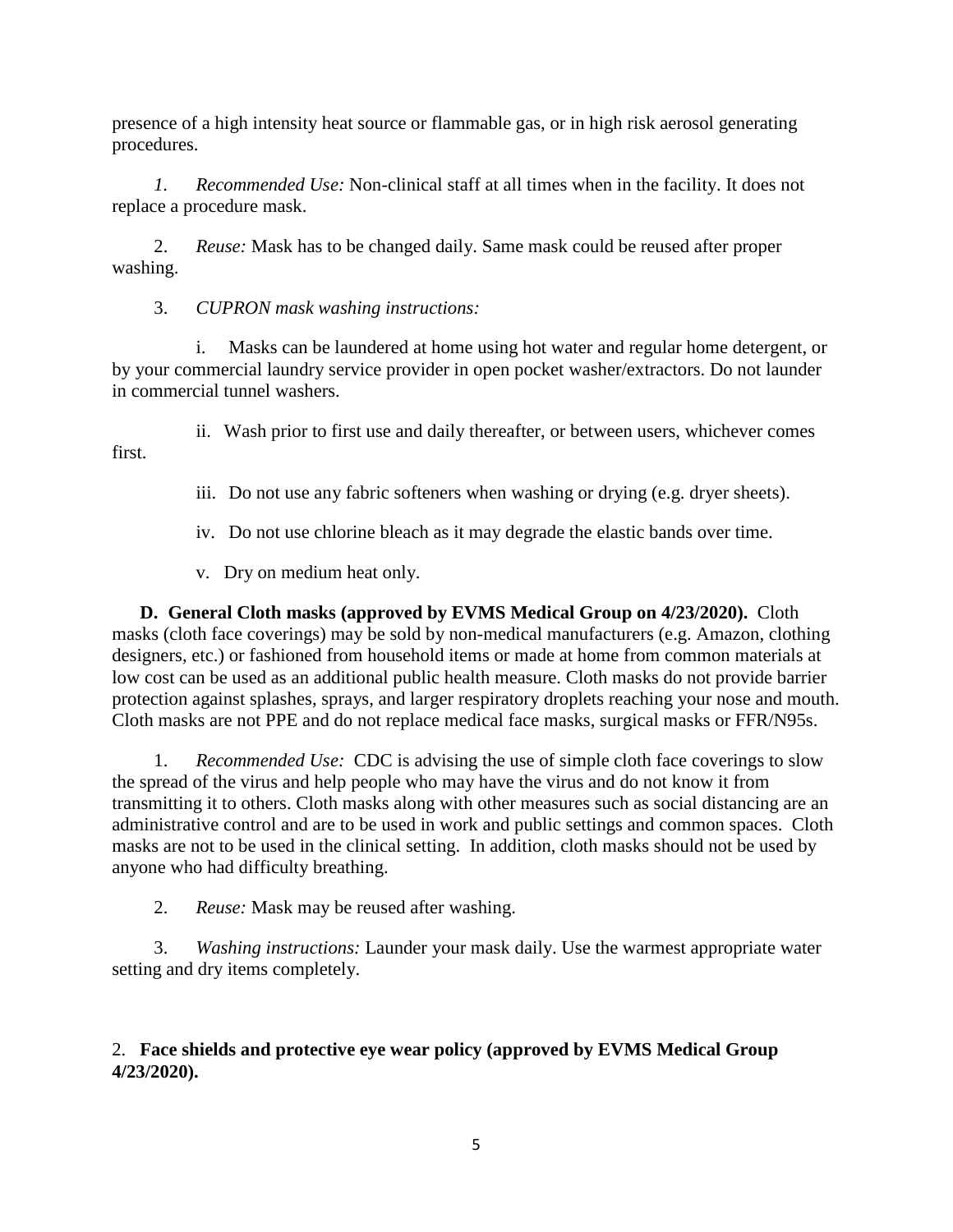presence of a high intensity heat source or flammable gas, or in high risk aerosol generating procedures.

1. *Recommended Use:* Non-clinical staff at all times when in the facility. It does not replace a procedure mask.

2. *Reuse:* Mask has to be changed daily. Same mask could be reused after proper washing.

3. *CUPRON mask washing instructions:*

   i. Masks can be laundered at home using hot water and regular home detergent, or by your commercial laundry service provider in open pocket washer/extractors. Do not launder in commercial tunnel washers.

   ii. Wash prior to first use and daily thereafter, or between users, whichever comes first.

   iii. Do not use any fabric softeners when washing or drying (e.g. dryer sheets).

   iv. Do not use chlorine bleach as it may degrade the elastic bands over time.

   v. Dry on medium heat only.

**D. General Cloth masks (approved by EVMS Medical Group on 4/23/2020).** Cloth masks (cloth face coverings) may be sold by non-medical manufacturers (e.g. Amazon, clothing designers, etc.) or fashioned from household items or made at home from common materials at low cost can be used as an additional public health measure. Cloth masks do not provide barrier protection against splashes, sprays, and larger respiratory droplets reaching your nose and mouth. Cloth masks are not PPE and do not replace medical face masks, surgical masks or FFR/N95s.

1. *Recommended Use:* CDC is advising the use of simple cloth face coverings to slow the spread of the virus and help people who may have the virus and do not know it from transmitting it to others. Cloth masks along with other measures such as social distancing are an administrative control and are to be used in work and public settings and common spaces. Cloth masks are not to be used in the clinical setting. In addition, cloth masks should not be used by anyone who had difficulty breathing.

2. *Reuse:* Mask may be reused after washing.

3. *Washing instructions:* Launder your mask daily. Use the warmest appropriate water setting and dry items completely.

2. **Face shields and protective eye wear policy (approved by EVMS Medical Group 4/23/2020).**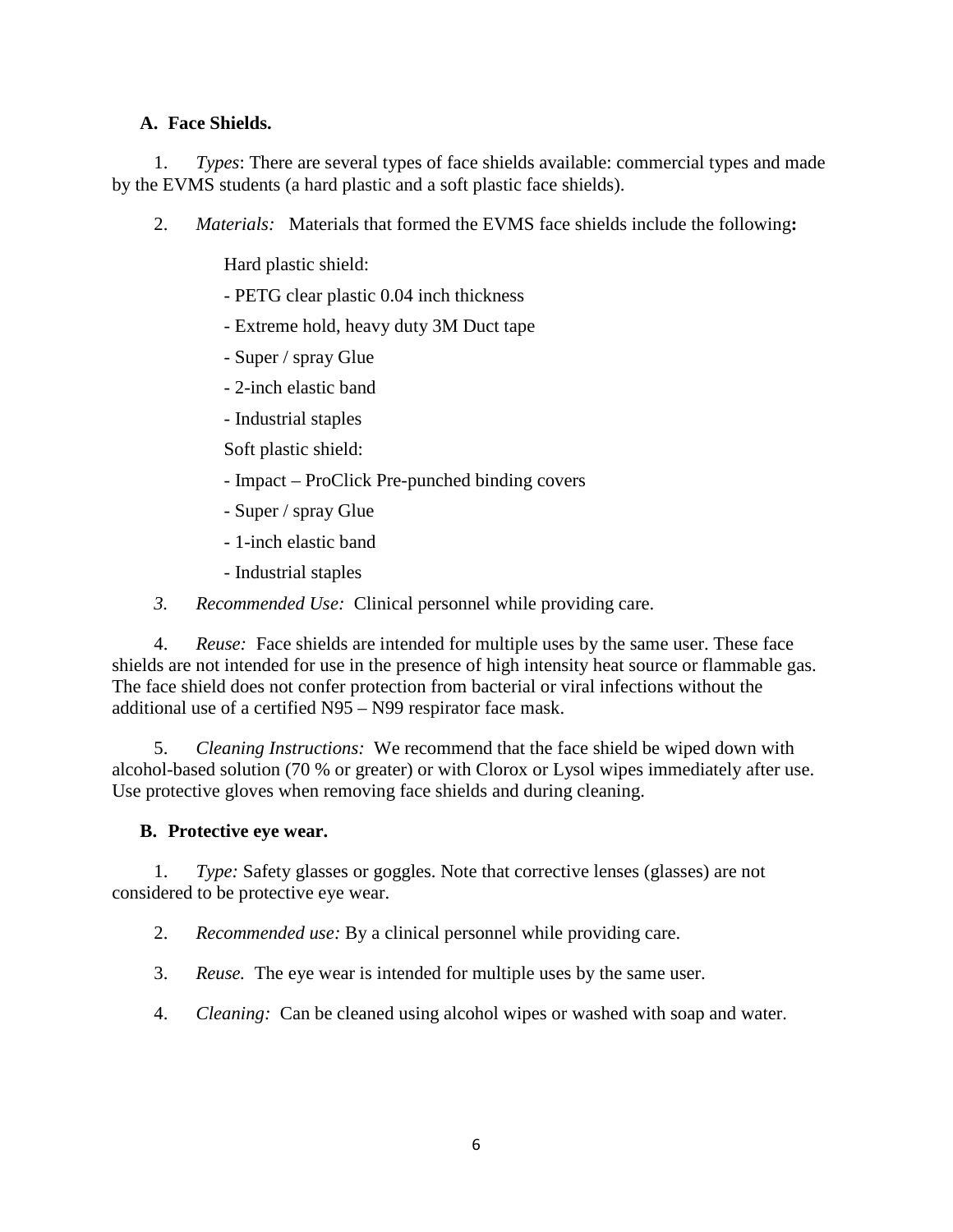### A. Face Shields.

1. *Types*: There are several types of face shields available: commercial types and made by the EVMS students (a hard plastic and a soft plastic face shields).

2. *Materials:* Materials that formed the EVMS face shields include the following**:**

   Hard plastic shield:

   - PETG clear plastic 0.04 inch thickness
   - Extreme hold, heavy duty 3M Duct tape
   - Super / spray Glue
   - 2-inch elastic band
   - Industrial staples

   Soft plastic shield:

   - Impact – ProClick Pre-punched binding covers
   - Super / spray Glue
   - 1-inch elastic band
   - Industrial staples

3. *Recommended Use:* Clinical personnel while providing care.

4. *Reuse:* Face shields are intended for multiple uses by the same user. These face shields are not intended for use in the presence of high intensity heat source or flammable gas. The face shield does not confer protection from bacterial or viral infections without the additional use of a certified N95 – N99 respirator face mask.

5. *Cleaning Instructions:* We recommend that the face shield be wiped down with alcohol-based solution (70 % or greater) or with Clorox or Lysol wipes immediately after use. Use protective gloves when removing face shields and during cleaning.

### B. Protective eye wear.

1. *Type:* Safety glasses or goggles. Note that corrective lenses (glasses) are not considered to be protective eye wear.

2. *Recommended use:* By a clinical personnel while providing care.

3. *Reuse.* The eye wear is intended for multiple uses by the same user.

4. *Cleaning:* Can be cleaned using alcohol wipes or washed with soap and water.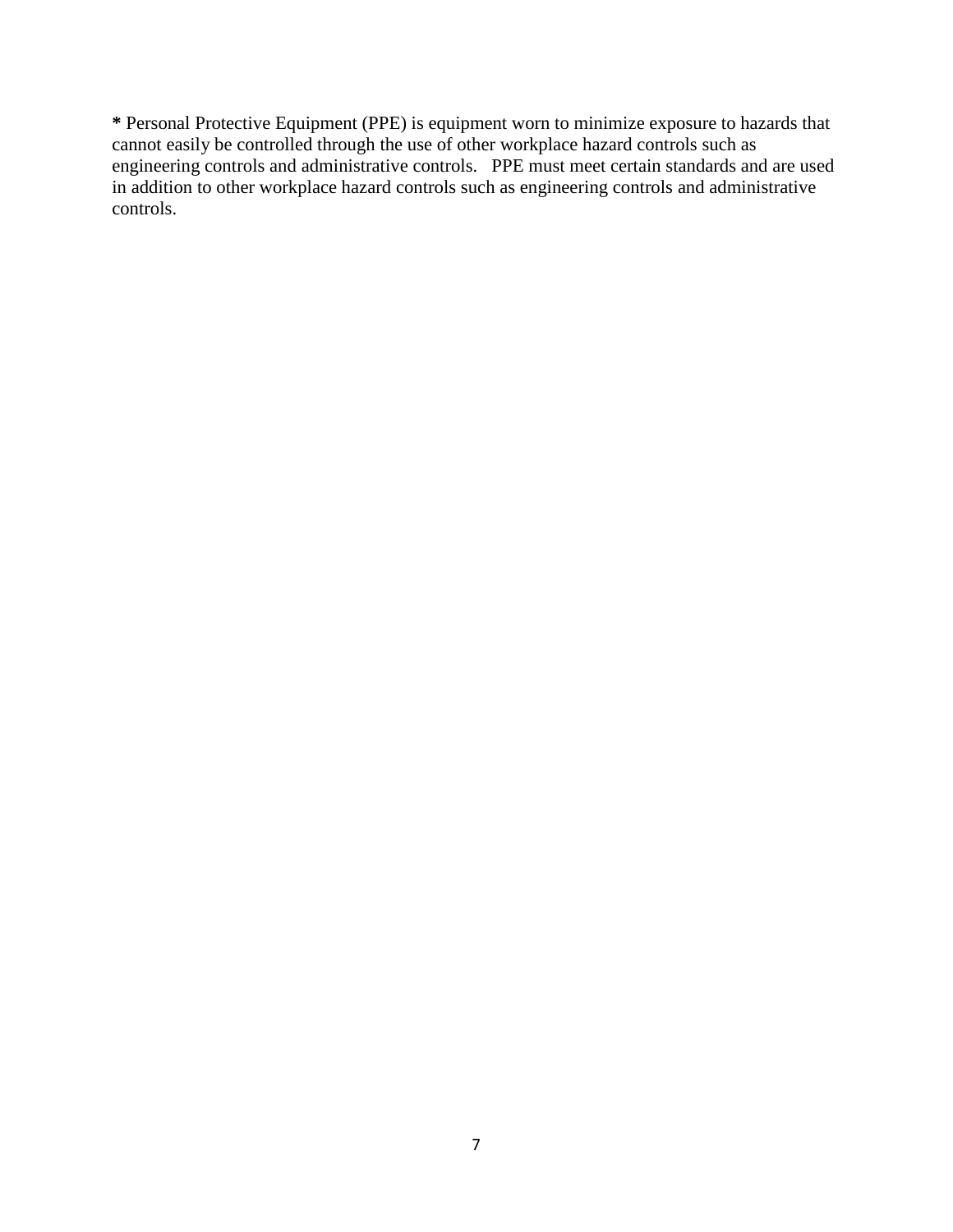**\*** Personal Protective Equipment (PPE) is equipment worn to minimize exposure to hazards that cannot easily be controlled through the use of other workplace hazard controls such as engineering controls and administrative controls. PPE must meet certain standards and are used in addition to other workplace hazard controls such as engineering controls and administrative controls.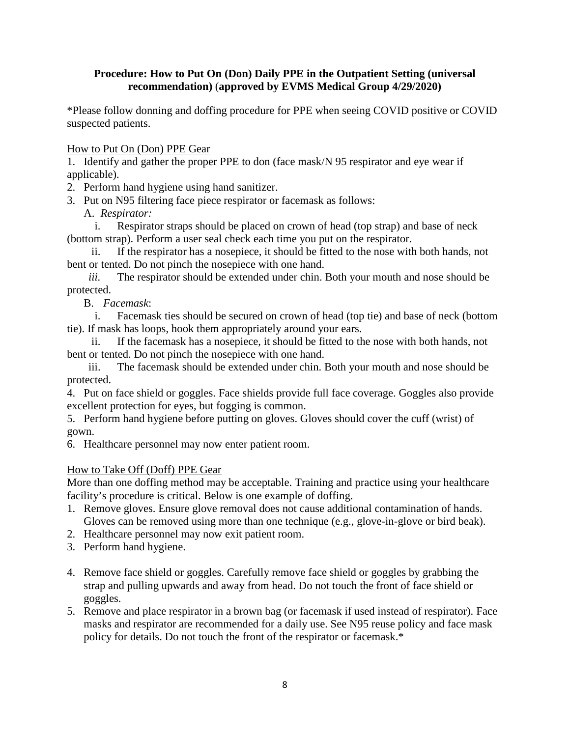**Procedure: How to Put On (Don) Daily PPE in the Outpatient Setting (universal recommendation) (approved by EVMS Medical Group 4/29/2020)**

*Please follow donning and doffing procedure for PPE when seeing COVID positive or COVID suspected patients.

<u>How to Put On (Don) PPE Gear</u>

1. Identify and gather the proper PPE to don (face mask/N 95 respirator and eye wear if applicable).
2. Perform hand hygiene using hand sanitizer.
3. Put on N95 filtering face piece respirator or facemask as follows:
   A. *Respirator:*
      i. Respirator straps should be placed on crown of head (top strap) and base of neck (bottom strap). Perform a user seal check each time you put on the respirator.
      ii. If the respirator has a nosepiece, it should be fitted to the nose with both hands, not bent or tented. Do not pinch the nosepiece with one hand.
      *iii.* The respirator should be extended under chin. Both your mouth and nose should be protected.
   B. *Facemask*:
      i. Facemask ties should be secured on crown of head (top tie) and base of neck (bottom tie). If mask has loops, hook them appropriately around your ears.
      ii. If the facemask has a nosepiece, it should be fitted to the nose with both hands, not bent or tented. Do not pinch the nosepiece with one hand.
      iii. The facemask should be extended under chin. Both your mouth and nose should be protected.
4. Put on face shield or goggles. Face shields provide full face coverage. Goggles also provide excellent protection for eyes, but fogging is common.
5. Perform hand hygiene before putting on gloves. Gloves should cover the cuff (wrist) of gown.
6. Healthcare personnel may now enter patient room.

<u>How to Take Off (Doff) PPE Gear</u>

More than one doffing method may be acceptable. Training and practice using your healthcare facility's procedure is critical. Below is one example of doffing.

1. Remove gloves. Ensure glove removal does not cause additional contamination of hands. Gloves can be removed using more than one technique (e.g., glove-in-glove or bird beak).
2. Healthcare personnel may now exit patient room.
3. Perform hand hygiene.
4. Remove face shield or goggles. Carefully remove face shield or goggles by grabbing the strap and pulling upwards and away from head. Do not touch the front of face shield or goggles.
5. Remove and place respirator in a brown bag (or facemask if used instead of respirator). Face masks and respirator are recommended for a daily use. See N95 reuse policy and face mask policy for details. Do not touch the front of the respirator or facemask.*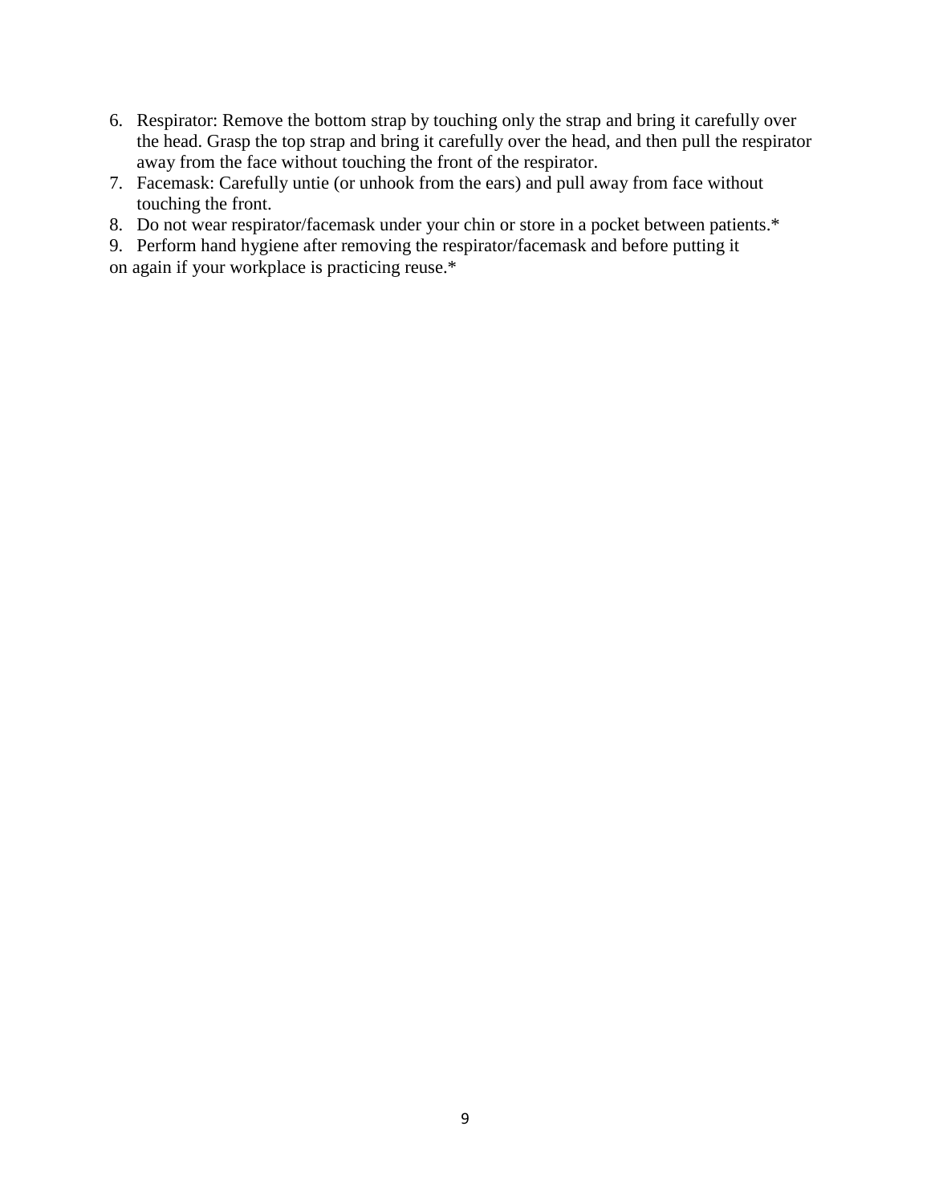6. Respirator: Remove the bottom strap by touching only the strap and bring it carefully over the head. Grasp the top strap and bring it carefully over the head, and then pull the respirator away from the face without touching the front of the respirator.
7. Facemask: Carefully untie (or unhook from the ears) and pull away from face without touching the front.
8. Do not wear respirator/facemask under your chin or store in a pocket between patients.*
9. Perform hand hygiene after removing the respirator/facemask and before putting it on again if your workplace is practicing reuse.*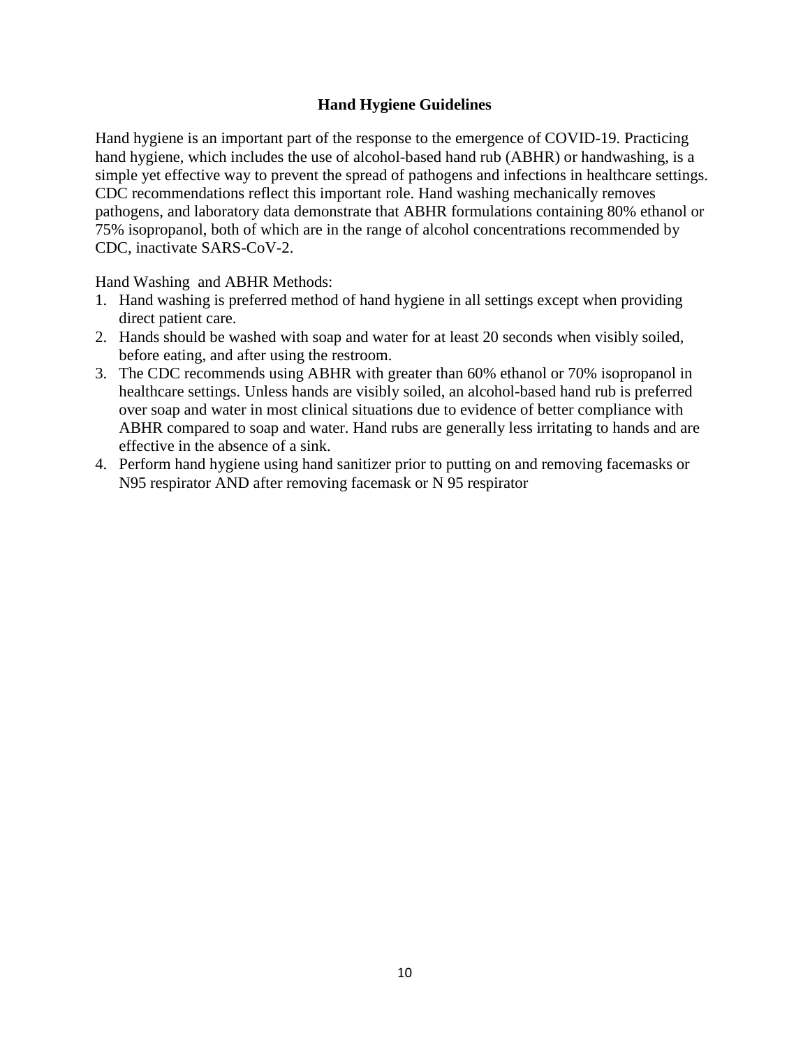# Hand Hygiene Guidelines

Hand hygiene is an important part of the response to the emergence of COVID-19. Practicing hand hygiene, which includes the use of alcohol-based hand rub (ABHR) or handwashing, is a simple yet effective way to prevent the spread of pathogens and infections in healthcare settings. CDC recommendations reflect this important role. Hand washing mechanically removes pathogens, and laboratory data demonstrate that ABHR formulations containing 80% ethanol or 75% isopropanol, both of which are in the range of alcohol concentrations recommended by CDC, inactivate SARS-CoV-2.

Hand Washing and ABHR Methods:

1. Hand washing is preferred method of hand hygiene in all settings except when providing direct patient care.
2. Hands should be washed with soap and water for at least 20 seconds when visibly soiled, before eating, and after using the restroom.
3. The CDC recommends using ABHR with greater than 60% ethanol or 70% isopropanol in healthcare settings. Unless hands are visibly soiled, an alcohol-based hand rub is preferred over soap and water in most clinical situations due to evidence of better compliance with ABHR compared to soap and water. Hand rubs are generally less irritating to hands and are effective in the absence of a sink.
4. Perform hand hygiene using hand sanitizer prior to putting on and removing facemasks or N95 respirator AND after removing facemask or N 95 respirator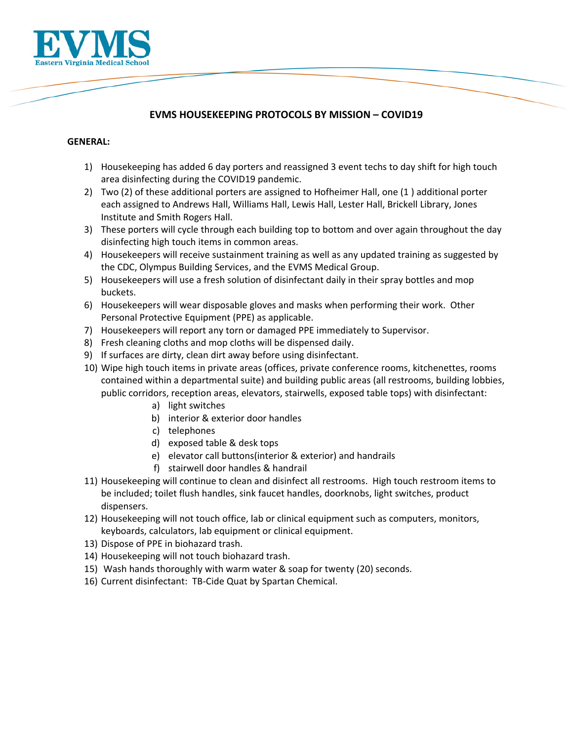EVMS
Eastern Virginia Medical School

## EVMS HOUSEKEEPING PROTOCOLS BY MISSION – COVID19

**GENERAL:**

1) Housekeeping has added 6 day porters and reassigned 3 event techs to day shift for high touch area disinfecting during the COVID19 pandemic.
2) Two (2) of these additional porters are assigned to Hofheimer Hall, one (1 ) additional porter each assigned to Andrews Hall, Williams Hall, Lewis Hall, Lester Hall, Brickell Library, Jones Institute and Smith Rogers Hall.
3) These porters will cycle through each building top to bottom and over again throughout the day disinfecting high touch items in common areas.
4) Housekeepers will receive sustainment training as well as any updated training as suggested by the CDC, Olympus Building Services, and the EVMS Medical Group.
5) Housekeepers will use a fresh solution of disinfectant daily in their spray bottles and mop buckets.
6) Housekeepers will wear disposable gloves and masks when performing their work. Other Personal Protective Equipment (PPE) as applicable.
7) Housekeepers will report any torn or damaged PPE immediately to Supervisor.
8) Fresh cleaning cloths and mop cloths will be dispensed daily.
9) If surfaces are dirty, clean dirt away before using disinfectant.
10) Wipe high touch items in private areas (offices, private conference rooms, kitchenettes, rooms contained within a departmental suite) and building public areas (all restrooms, building lobbies, public corridors, reception areas, elevators, stairwells, exposed table tops) with disinfectant:
    a) light switches
    b) interior & exterior door handles
    c) telephones
    d) exposed table & desk tops
    e) elevator call buttons(interior & exterior) and handrails
    f) stairwell door handles & handrail
11) Housekeeping will continue to clean and disinfect all restrooms. High touch restroom items to be included; toilet flush handles, sink faucet handles, doorknobs, light switches, product dispensers.
12) Housekeeping will not touch office, lab or clinical equipment such as computers, monitors, keyboards, calculators, lab equipment or clinical equipment.
13) Dispose of PPE in biohazard trash.
14) Housekeeping will not touch biohazard trash.
15) Wash hands thoroughly with warm water & soap for twenty (20) seconds.
16) Current disinfectant: TB-Cide Quat by Spartan Chemical.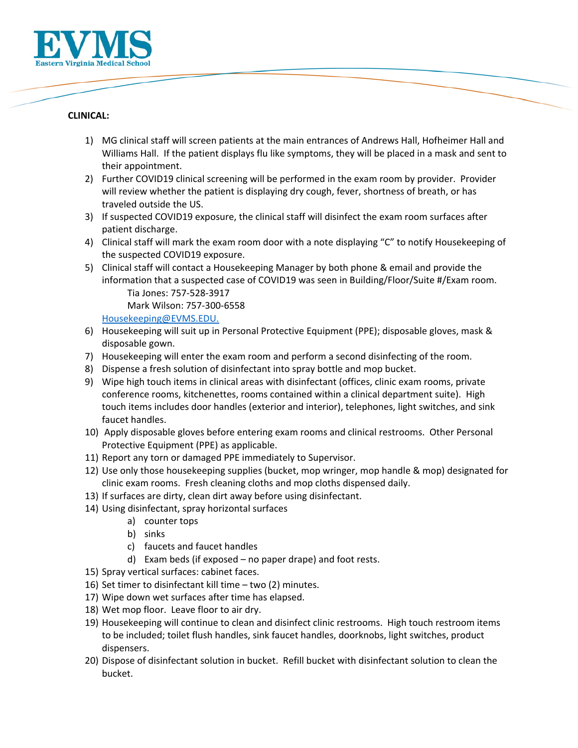**CLINICAL:**

1) MG clinical staff will screen patients at the main entrances of Andrews Hall, Hofheimer Hall and Williams Hall. If the patient displays flu like symptoms, they will be placed in a mask and sent to their appointment.
2) Further COVID19 clinical screening will be performed in the exam room by provider. Provider will review whether the patient is displaying dry cough, fever, shortness of breath, or has traveled outside the US.
3) If suspected COVID19 exposure, the clinical staff will disinfect the exam room surfaces after patient discharge.
4) Clinical staff will mark the exam room door with a note displaying "C" to notify Housekeeping of the suspected COVID19 exposure.
5) Clinical staff will contact a Housekeeping Manager by both phone & email and provide the information that a suspected case of COVID19 was seen in Building/Floor/Suite #/Exam room.
   Tia Jones: 757-528-3917
   Mark Wilson: 757-300-6558
   Housekeeping@EVMS.EDU.
6) Housekeeping will suit up in Personal Protective Equipment (PPE); disposable gloves, mask & disposable gown.
7) Housekeeping will enter the exam room and perform a second disinfecting of the room.
8) Dispense a fresh solution of disinfectant into spray bottle and mop bucket.
9) Wipe high touch items in clinical areas with disinfectant (offices, clinic exam rooms, private conference rooms, kitchenettes, rooms contained within a clinical department suite). High touch items includes door handles (exterior and interior), telephones, light switches, and sink faucet handles.
10) Apply disposable gloves before entering exam rooms and clinical restrooms. Other Personal Protective Equipment (PPE) as applicable.
11) Report any torn or damaged PPE immediately to Supervisor.
12) Use only those housekeeping supplies (bucket, mop wringer, mop handle & mop) designated for clinic exam rooms. Fresh cleaning cloths and mop cloths dispensed daily.
13) If surfaces are dirty, clean dirt away before using disinfectant.
14) Using disinfectant, spray horizontal surfaces
    a) counter tops
    b) sinks
    c) faucets and faucet handles
    d) Exam beds (if exposed – no paper drape) and foot rests.
15) Spray vertical surfaces: cabinet faces.
16) Set timer to disinfectant kill time – two (2) minutes.
17) Wipe down wet surfaces after time has elapsed.
18) Wet mop floor. Leave floor to air dry.
19) Housekeeping will continue to clean and disinfect clinic restrooms. High touch restroom items to be included; toilet flush handles, sink faucet handles, doorknobs, light switches, product dispensers.
20) Dispose of disinfectant solution in bucket. Refill bucket with disinfectant solution to clean the bucket.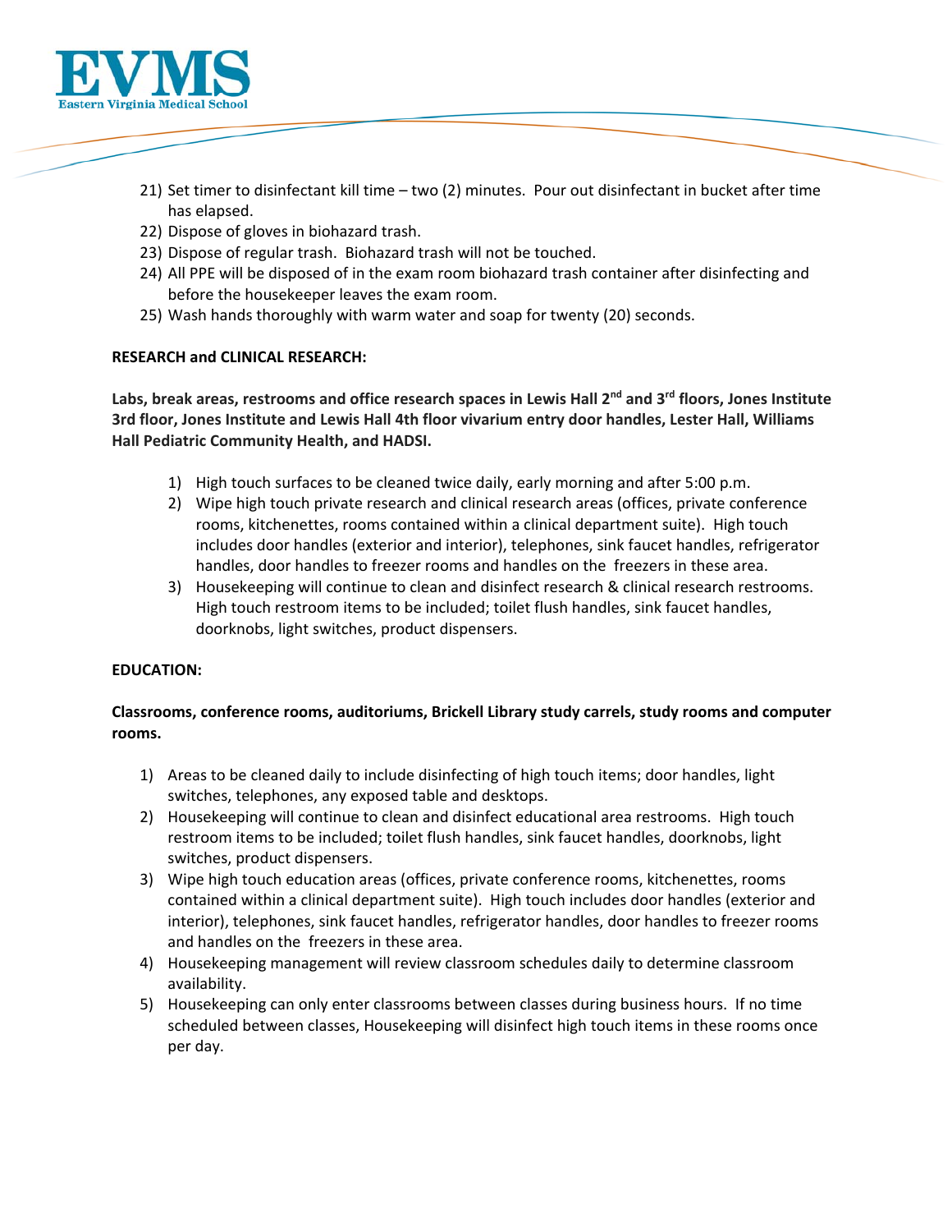21) Set timer to disinfectant kill time – two (2) minutes. Pour out disinfectant in bucket after time has elapsed.
22) Dispose of gloves in biohazard trash.
23) Dispose of regular trash. Biohazard trash will not be touched.
24) All PPE will be disposed of in the exam room biohazard trash container after disinfecting and before the housekeeper leaves the exam room.
25) Wash hands thoroughly with warm water and soap for twenty (20) seconds.

**RESEARCH and CLINICAL RESEARCH:**

**Labs, break areas, restrooms and office research spaces in Lewis Hall 2nd and 3rd floors, Jones Institute 3rd floor, Jones Institute and Lewis Hall 4th floor vivarium entry door handles, Lester Hall, Williams Hall Pediatric Community Health, and HADSI.**

1) High touch surfaces to be cleaned twice daily, early morning and after 5:00 p.m.
2) Wipe high touch private research and clinical research areas (offices, private conference rooms, kitchenettes, rooms contained within a clinical department suite). High touch includes door handles (exterior and interior), telephones, sink faucet handles, refrigerator handles, door handles to freezer rooms and handles on the freezers in these area.
3) Housekeeping will continue to clean and disinfect research & clinical research restrooms. High touch restroom items to be included; toilet flush handles, sink faucet handles, doorknobs, light switches, product dispensers.

**EDUCATION:**

**Classrooms, conference rooms, auditoriums, Brickell Library study carrels, study rooms and computer rooms.**

1) Areas to be cleaned daily to include disinfecting of high touch items; door handles, light switches, telephones, any exposed table and desktops.
2) Housekeeping will continue to clean and disinfect educational area restrooms. High touch restroom items to be included; toilet flush handles, sink faucet handles, doorknobs, light switches, product dispensers.
3) Wipe high touch education areas (offices, private conference rooms, kitchenettes, rooms contained within a clinical department suite). High touch includes door handles (exterior and interior), telephones, sink faucet handles, refrigerator handles, door handles to freezer rooms and handles on the freezers in these area.
4) Housekeeping management will review classroom schedules daily to determine classroom availability.
5) Housekeeping can only enter classrooms between classes during business hours. If no time scheduled between classes, Housekeeping will disinfect high touch items in these rooms once per day.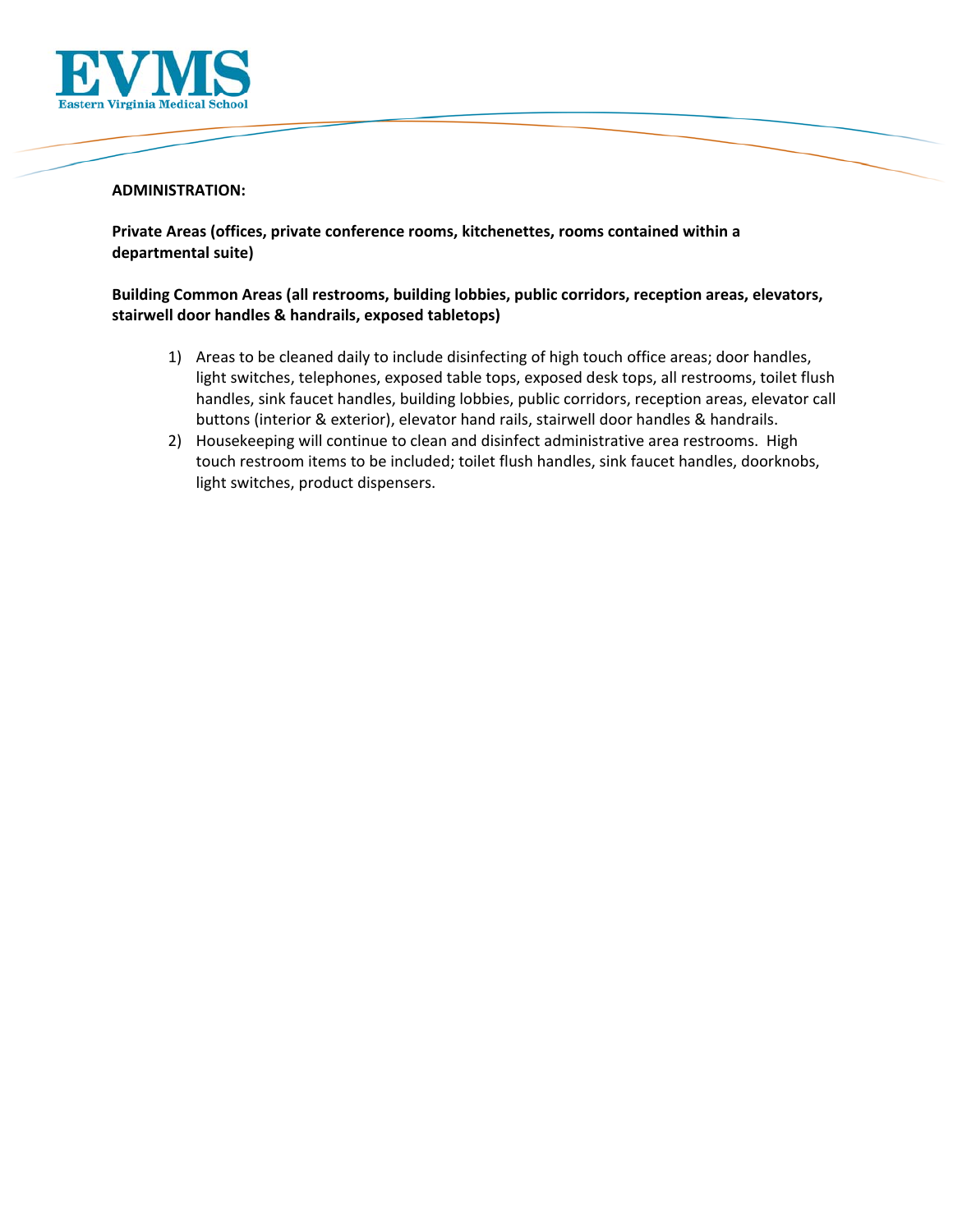**ADMINISTRATION:**

**Private Areas (offices, private conference rooms, kitchenettes, rooms contained within a departmental suite)**

**Building Common Areas (all restrooms, building lobbies, public corridors, reception areas, elevators, stairwell door handles & handrails, exposed tabletops)**

1) Areas to be cleaned daily to include disinfecting of high touch office areas; door handles, light switches, telephones, exposed table tops, exposed desk tops, all restrooms, toilet flush handles, sink faucet handles, building lobbies, public corridors, reception areas, elevator call buttons (interior & exterior), elevator hand rails, stairwell door handles & handrails.
2) Housekeeping will continue to clean and disinfect administrative area restrooms. High touch restroom items to be included; toilet flush handles, sink faucet handles, doorknobs, light switches, product dispensers.